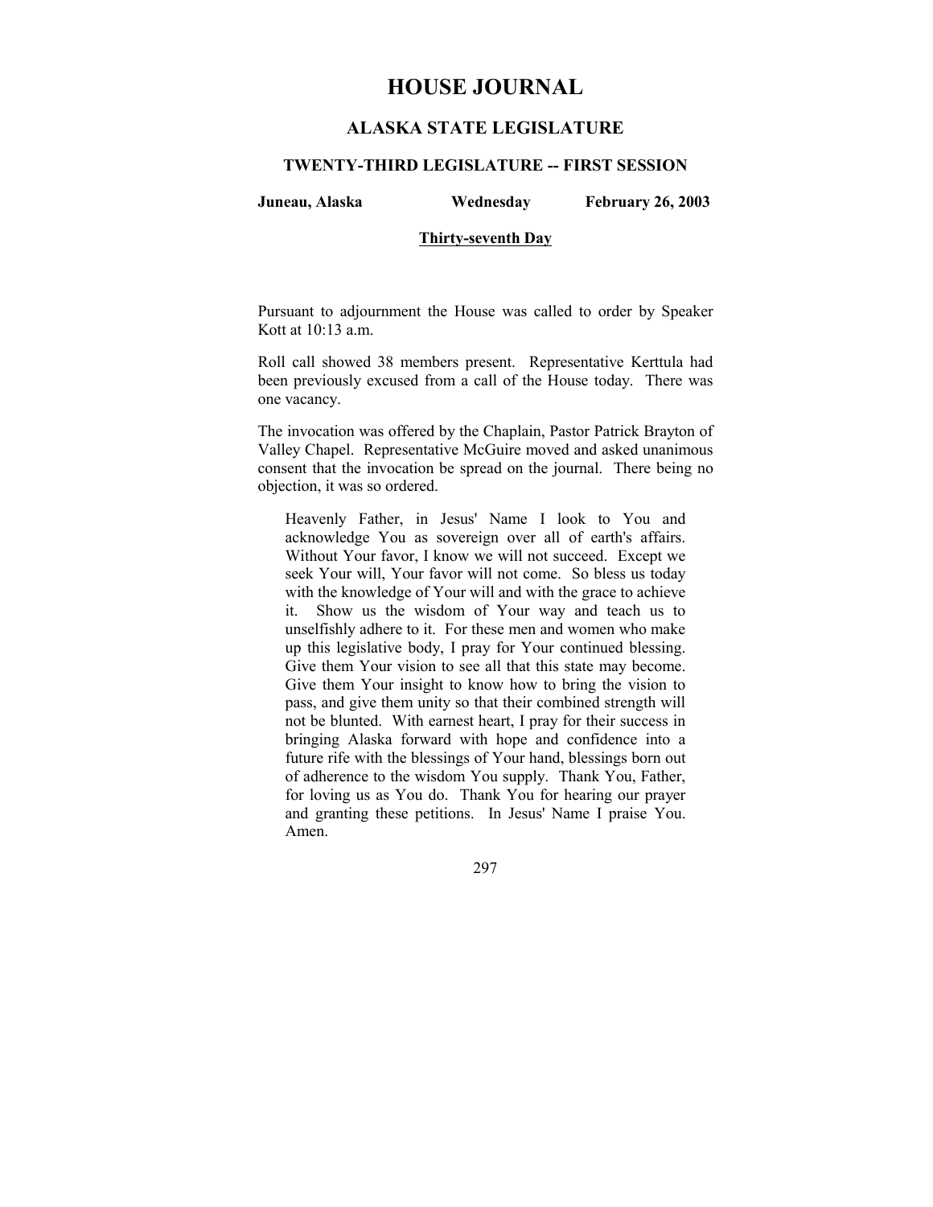# HOUSE JOURNAL

## ALASKA STATE LEGISLATURE

### TWENTY-THIRD LEGISLATURE -- FIRST SESSION

**Juneau, Alaska** **Wednesday** **February 26, 2003**

**Thirty-seventh Day**

Pursuant to adjournment the House was called to order by Speaker Kott at 10:13 a.m.

Roll call showed 38 members present. Representative Kerttula had been previously excused from a call of the House today. There was one vacancy.

The invocation was offered by the Chaplain, Pastor Patrick Brayton of Valley Chapel. Representative McGuire moved and asked unanimous consent that the invocation be spread on the journal. There being no objection, it was so ordered.

> Heavenly Father, in Jesus' Name I look to You and acknowledge You as sovereign over all of earth's affairs. Without Your favor, I know we will not succeed. Except we seek Your will, Your favor will not come. So bless us today with the knowledge of Your will and with the grace to achieve it. Show us the wisdom of Your way and teach us to unselfishly adhere to it. For these men and women who make up this legislative body, I pray for Your continued blessing. Give them Your vision to see all that this state may become. Give them Your insight to know how to bring the vision to pass, and give them unity so that their combined strength will not be blunted. With earnest heart, I pray for their success in bringing Alaska forward with hope and confidence into a future rife with the blessings of Your hand, blessings born out of adherence to the wisdom You supply. Thank You, Father, for loving us as You do. Thank You for hearing our prayer and granting these petitions. In Jesus' Name I praise You. Amen.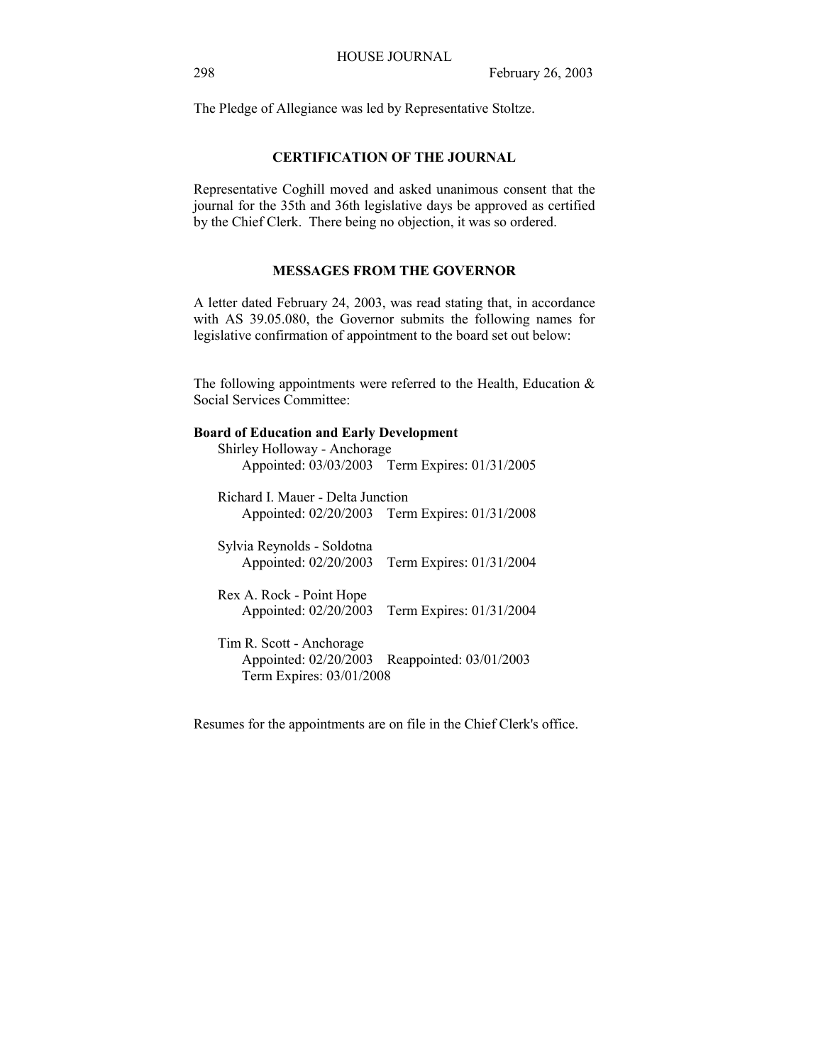The Pledge of Allegiance was led by Representative Stoltze.

## CERTIFICATION OF THE JOURNAL

Representative Coghill moved and asked unanimous consent that the journal for the 35th and 36th legislative days be approved as certified by the Chief Clerk. There being no objection, it was so ordered.

## MESSAGES FROM THE GOVERNOR

A letter dated February 24, 2003, was read stating that, in accordance with AS 39.05.080, the Governor submits the following names for legislative confirmation of appointment to the board set out below:

The following appointments were referred to the Health, Education & Social Services Committee:

**Board of Education and Early Development**

Shirley Holloway - Anchorage
Appointed: 03/03/2003 Term Expires: 01/31/2005

Richard I. Mauer - Delta Junction
Appointed: 02/20/2003 Term Expires: 01/31/2008

Sylvia Reynolds - Soldotna
Appointed: 02/20/2003 Term Expires: 01/31/2004

Rex A. Rock - Point Hope
Appointed: 02/20/2003 Term Expires: 01/31/2004

Tim R. Scott - Anchorage
Appointed: 02/20/2003 Reappointed: 03/01/2003
Term Expires: 03/01/2008

Resumes for the appointments are on file in the Chief Clerk's office.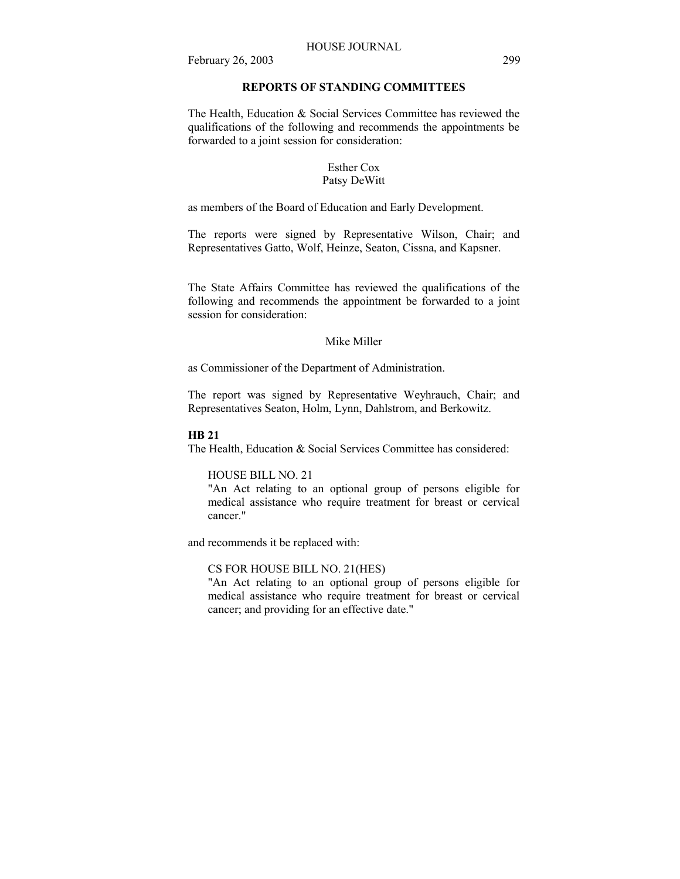## REPORTS OF STANDING COMMITTEES

The Health, Education & Social Services Committee has reviewed the qualifications of the following and recommends the appointments be forwarded to a joint session for consideration:

Esther Cox
Patsy DeWitt

as members of the Board of Education and Early Development.

The reports were signed by Representative Wilson, Chair; and Representatives Gatto, Wolf, Heinze, Seaton, Cissna, and Kapsner.

The State Affairs Committee has reviewed the qualifications of the following and recommends the appointment be forwarded to a joint session for consideration:

Mike Miller

as Commissioner of the Department of Administration.

The report was signed by Representative Weyhrauch, Chair; and Representatives Seaton, Holm, Lynn, Dahlstrom, and Berkowitz.

**HB 21**

The Health, Education & Social Services Committee has considered:

HOUSE BILL NO. 21
"An Act relating to an optional group of persons eligible for medical assistance who require treatment for breast or cervical cancer."

and recommends it be replaced with:

CS FOR HOUSE BILL NO. 21(HES)
"An Act relating to an optional group of persons eligible for medical assistance who require treatment for breast or cervical cancer; and providing for an effective date."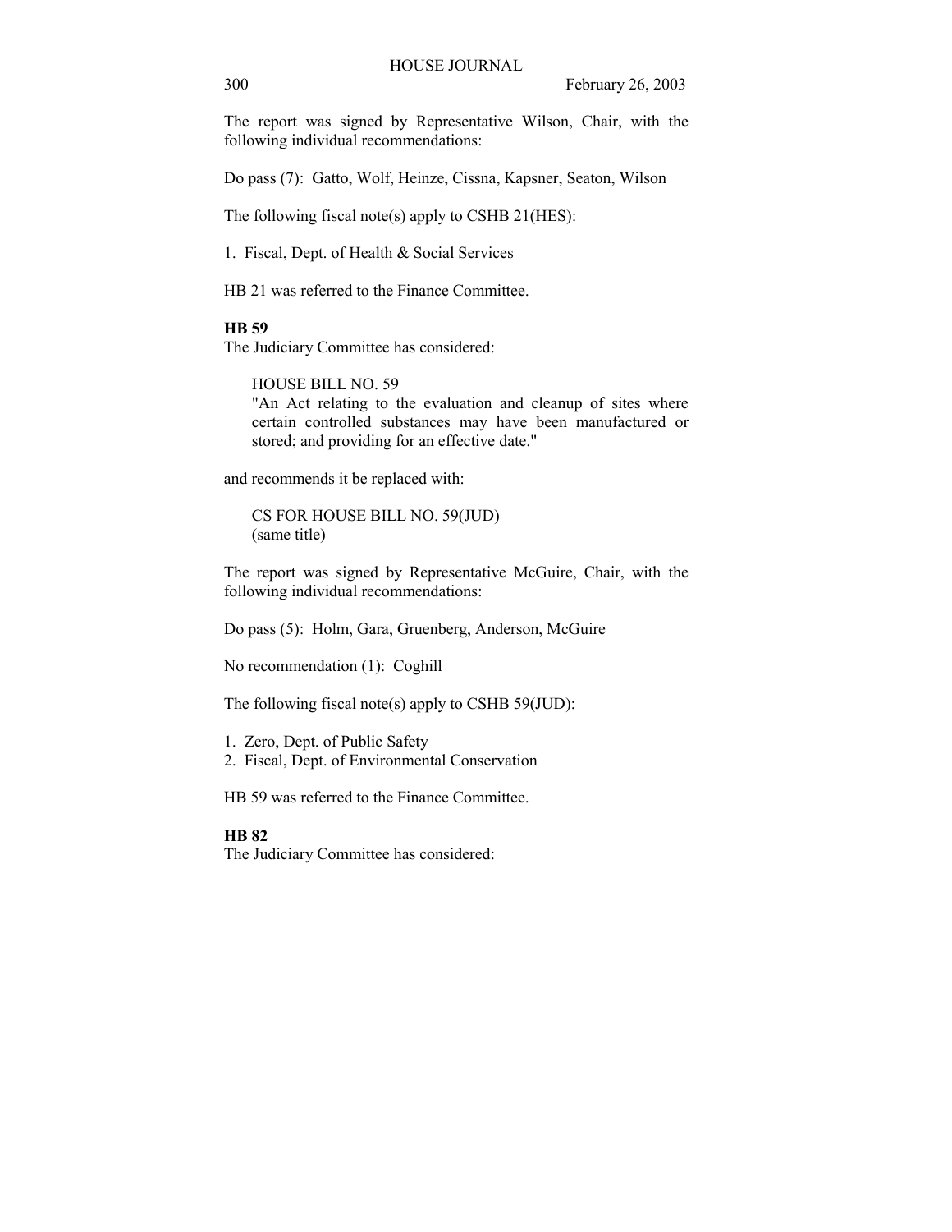The report was signed by Representative Wilson, Chair, with the following individual recommendations:

Do pass (7): Gatto, Wolf, Heinze, Cissna, Kapsner, Seaton, Wilson

The following fiscal note(s) apply to CSHB 21(HES):

1. Fiscal, Dept. of Health & Social Services

HB 21 was referred to the Finance Committee.

**HB 59**

The Judiciary Committee has considered:

> HOUSE BILL NO. 59
> "An Act relating to the evaluation and cleanup of sites where certain controlled substances may have been manufactured or stored; and providing for an effective date."

and recommends it be replaced with:

> CS FOR HOUSE BILL NO. 59(JUD)
> (same title)

The report was signed by Representative McGuire, Chair, with the following individual recommendations:

Do pass (5): Holm, Gara, Gruenberg, Anderson, McGuire

No recommendation (1): Coghill

The following fiscal note(s) apply to CSHB 59(JUD):

1. Zero, Dept. of Public Safety
2. Fiscal, Dept. of Environmental Conservation

HB 59 was referred to the Finance Committee.

**HB 82**

The Judiciary Committee has considered: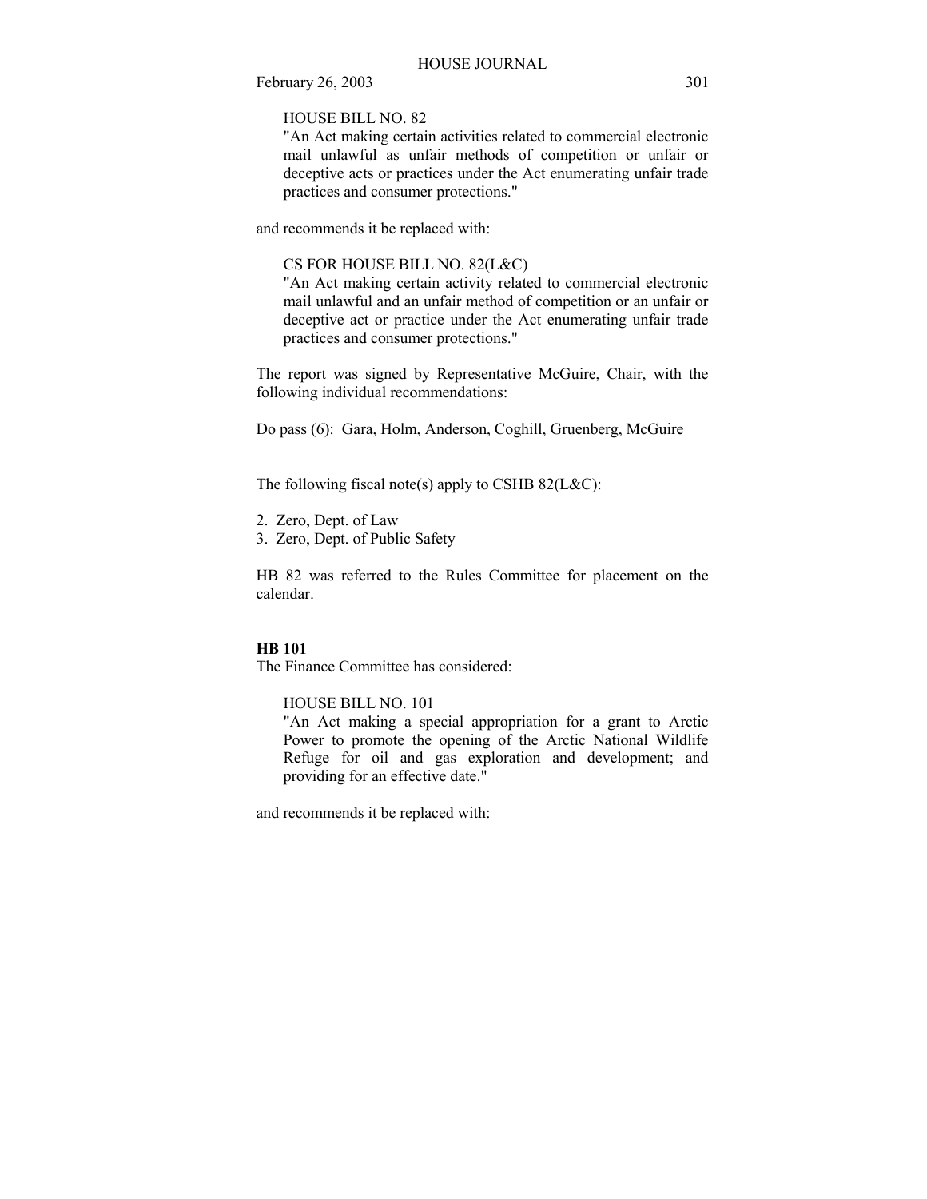HOUSE BILL NO. 82
"An Act making certain activities related to commercial electronic mail unlawful as unfair methods of competition or unfair or deceptive acts or practices under the Act enumerating unfair trade practices and consumer protections."

and recommends it be replaced with:

CS FOR HOUSE BILL NO. 82(L&C)
"An Act making certain activity related to commercial electronic mail unlawful and an unfair method of competition or an unfair or deceptive act or practice under the Act enumerating unfair trade practices and consumer protections."

The report was signed by Representative McGuire, Chair, with the following individual recommendations:

Do pass (6): Gara, Holm, Anderson, Coghill, Gruenberg, McGuire

The following fiscal note(s) apply to CSHB 82(L&C):

2. Zero, Dept. of Law
3. Zero, Dept. of Public Safety

HB 82 was referred to the Rules Committee for placement on the calendar.

**HB 101**

The Finance Committee has considered:

HOUSE BILL NO. 101
"An Act making a special appropriation for a grant to Arctic Power to promote the opening of the Arctic National Wildlife Refuge for oil and gas exploration and development; and providing for an effective date."

and recommends it be replaced with: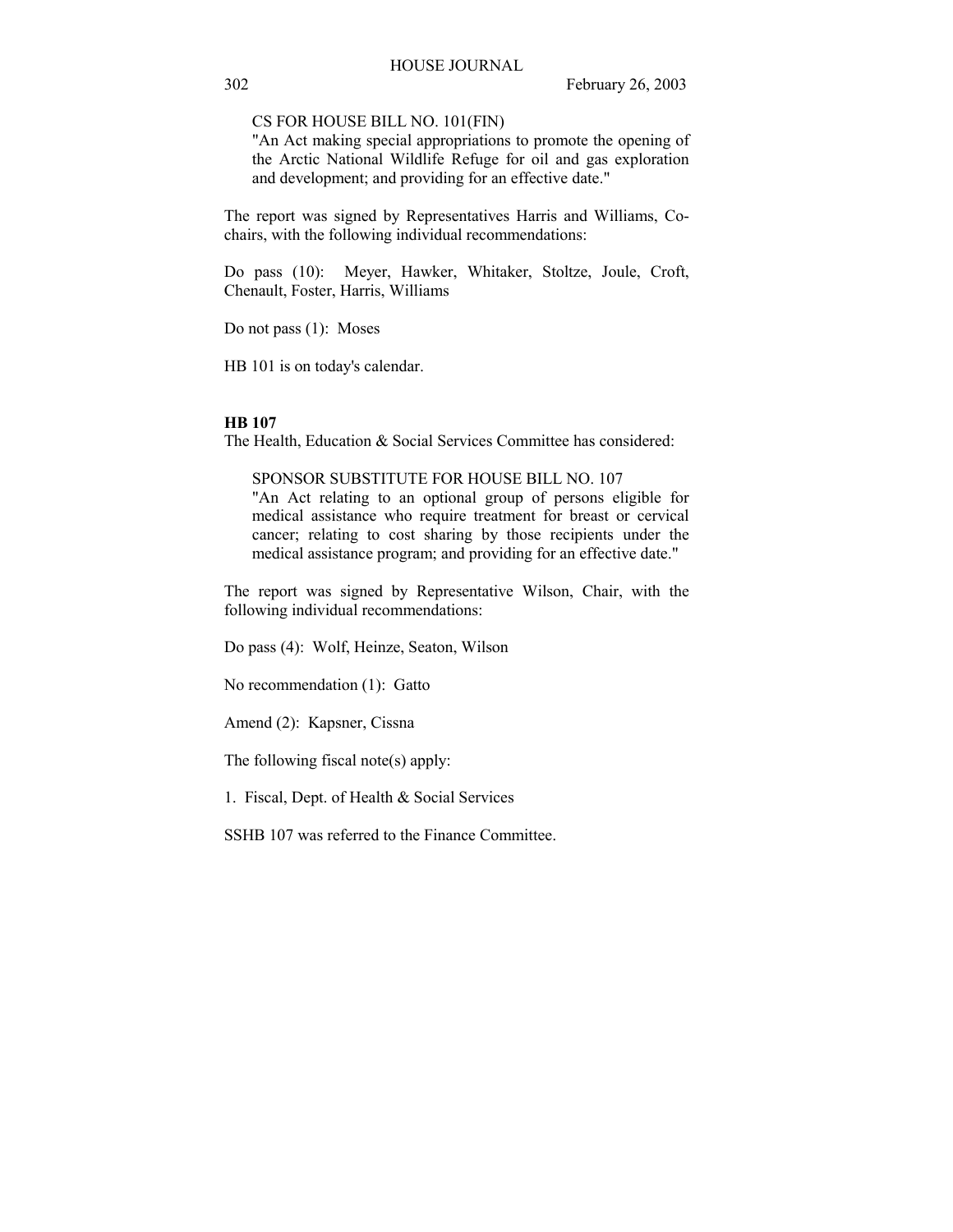CS FOR HOUSE BILL NO. 101(FIN)
"An Act making special appropriations to promote the opening of the Arctic National Wildlife Refuge for oil and gas exploration and development; and providing for an effective date."

The report was signed by Representatives Harris and Williams, Co-chairs, with the following individual recommendations:

Do pass (10): Meyer, Hawker, Whitaker, Stoltze, Joule, Croft, Chenault, Foster, Harris, Williams

Do not pass (1): Moses

HB 101 is on today's calendar.

**HB 107**

The Health, Education & Social Services Committee has considered:

SPONSOR SUBSTITUTE FOR HOUSE BILL NO. 107
"An Act relating to an optional group of persons eligible for medical assistance who require treatment for breast or cervical cancer; relating to cost sharing by those recipients under the medical assistance program; and providing for an effective date."

The report was signed by Representative Wilson, Chair, with the following individual recommendations:

Do pass (4): Wolf, Heinze, Seaton, Wilson

No recommendation (1): Gatto

Amend (2): Kapsner, Cissna

The following fiscal note(s) apply:

1. Fiscal, Dept. of Health & Social Services

SSHB 107 was referred to the Finance Committee.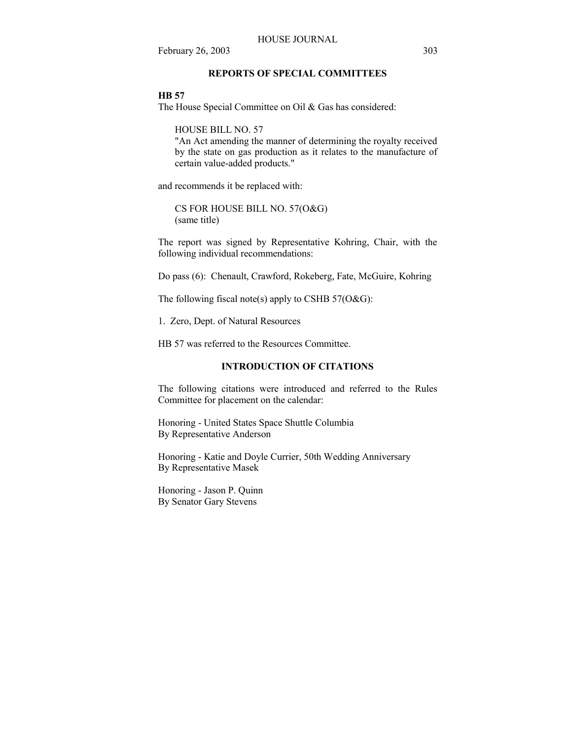## REPORTS OF SPECIAL COMMITTEES

**HB 57**

The House Special Committee on Oil & Gas has considered:

> HOUSE BILL NO. 57
> "An Act amending the manner of determining the royalty received by the state on gas production as it relates to the manufacture of certain value-added products."

and recommends it be replaced with:

> CS FOR HOUSE BILL NO. 57(O&G)
> (same title)

The report was signed by Representative Kohring, Chair, with the following individual recommendations:

Do pass (6): Chenault, Crawford, Rokeberg, Fate, McGuire, Kohring

The following fiscal note(s) apply to CSHB 57(O&G):

1. Zero, Dept. of Natural Resources

HB 57 was referred to the Resources Committee.

## INTRODUCTION OF CITATIONS

The following citations were introduced and referred to the Rules Committee for placement on the calendar:

Honoring - United States Space Shuttle Columbia
By Representative Anderson

Honoring - Katie and Doyle Currier, 50th Wedding Anniversary
By Representative Masek

Honoring - Jason P. Quinn
By Senator Gary Stevens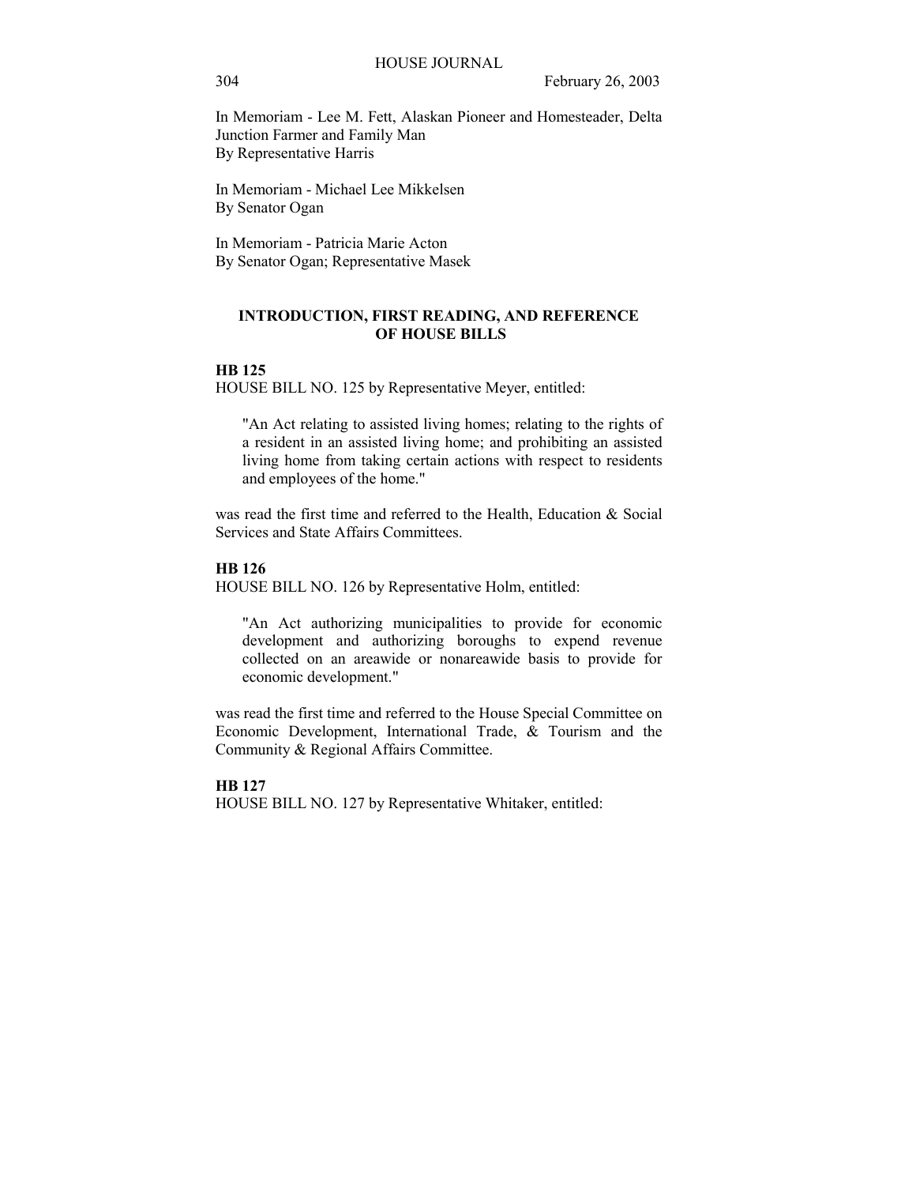In Memoriam - Lee M. Fett, Alaskan Pioneer and Homesteader, Delta Junction Farmer and Family Man
By Representative Harris

In Memoriam - Michael Lee Mikkelsen
By Senator Ogan

In Memoriam - Patricia Marie Acton
By Senator Ogan; Representative Masek

## INTRODUCTION, FIRST READING, AND REFERENCE OF HOUSE BILLS

**HB 125**

HOUSE BILL NO. 125 by Representative Meyer, entitled:

> "An Act relating to assisted living homes; relating to the rights of a resident in an assisted living home; and prohibiting an assisted living home from taking certain actions with respect to residents and employees of the home."

was read the first time and referred to the Health, Education & Social Services and State Affairs Committees.

**HB 126**

HOUSE BILL NO. 126 by Representative Holm, entitled:

> "An Act authorizing municipalities to provide for economic development and authorizing boroughs to expend revenue collected on an areawide or nonareawide basis to provide for economic development."

was read the first time and referred to the House Special Committee on Economic Development, International Trade, & Tourism and the Community & Regional Affairs Committee.

**HB 127**

HOUSE BILL NO. 127 by Representative Whitaker, entitled: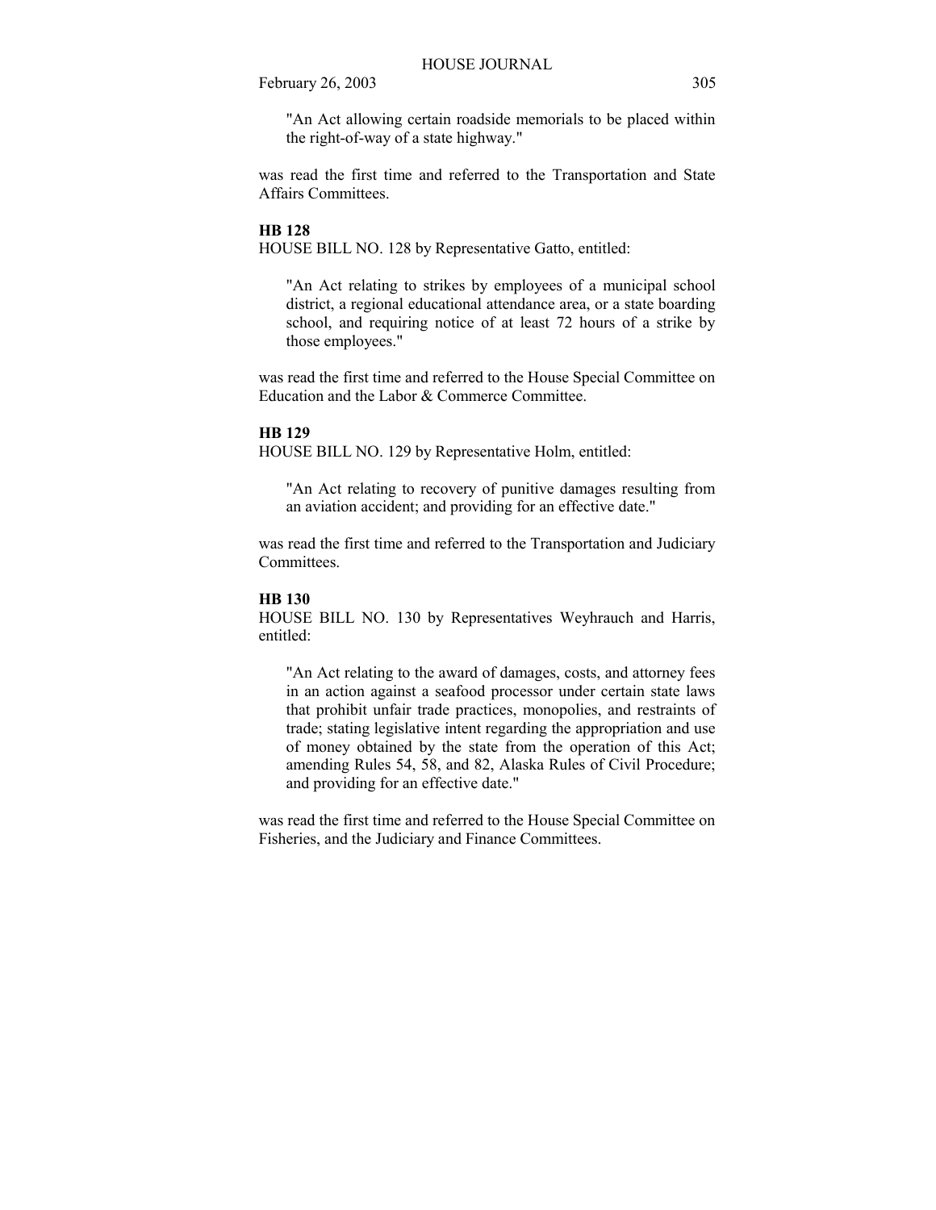"An Act allowing certain roadside memorials to be placed within the right-of-way of a state highway."

was read the first time and referred to the Transportation and State Affairs Committees.

**HB 128**

HOUSE BILL NO. 128 by Representative Gatto, entitled:

"An Act relating to strikes by employees of a municipal school district, a regional educational attendance area, or a state boarding school, and requiring notice of at least 72 hours of a strike by those employees."

was read the first time and referred to the House Special Committee on Education and the Labor & Commerce Committee.

**HB 129**

HOUSE BILL NO. 129 by Representative Holm, entitled:

"An Act relating to recovery of punitive damages resulting from an aviation accident; and providing for an effective date."

was read the first time and referred to the Transportation and Judiciary Committees.

**HB 130**

HOUSE BILL NO. 130 by Representatives Weyhrauch and Harris, entitled:

"An Act relating to the award of damages, costs, and attorney fees in an action against a seafood processor under certain state laws that prohibit unfair trade practices, monopolies, and restraints of trade; stating legislative intent regarding the appropriation and use of money obtained by the state from the operation of this Act; amending Rules 54, 58, and 82, Alaska Rules of Civil Procedure; and providing for an effective date."

was read the first time and referred to the House Special Committee on Fisheries, and the Judiciary and Finance Committees.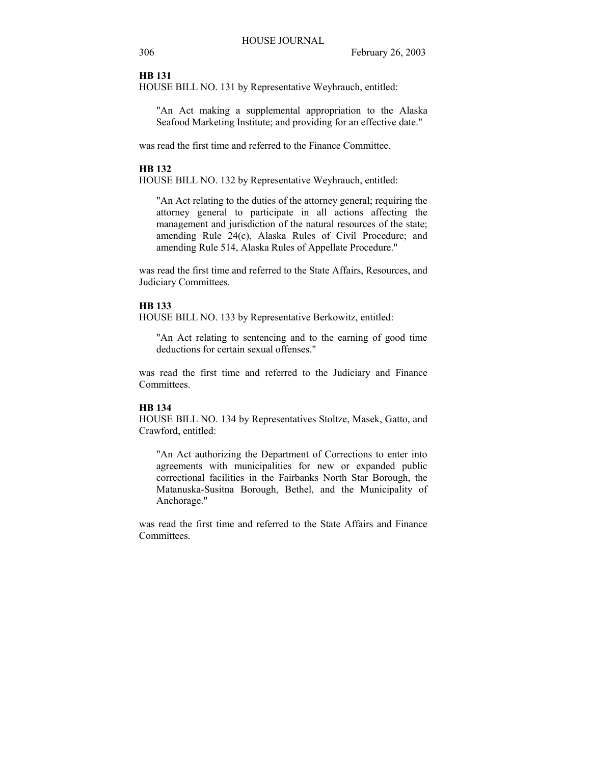**HB 131**

HOUSE BILL NO. 131 by Representative Weyhrauch, entitled:

> "An Act making a supplemental appropriation to the Alaska Seafood Marketing Institute; and providing for an effective date."

was read the first time and referred to the Finance Committee.

**HB 132**

HOUSE BILL NO. 132 by Representative Weyhrauch, entitled:

> "An Act relating to the duties of the attorney general; requiring the attorney general to participate in all actions affecting the management and jurisdiction of the natural resources of the state; amending Rule 24(c), Alaska Rules of Civil Procedure; and amending Rule 514, Alaska Rules of Appellate Procedure."

was read the first time and referred to the State Affairs, Resources, and Judiciary Committees.

**HB 133**

HOUSE BILL NO. 133 by Representative Berkowitz, entitled:

> "An Act relating to sentencing and to the earning of good time deductions for certain sexual offenses."

was read the first time and referred to the Judiciary and Finance Committees.

**HB 134**

HOUSE BILL NO. 134 by Representatives Stoltze, Masek, Gatto, and Crawford, entitled:

> "An Act authorizing the Department of Corrections to enter into agreements with municipalities for new or expanded public correctional facilities in the Fairbanks North Star Borough, the Matanuska-Susitna Borough, Bethel, and the Municipality of Anchorage."

was read the first time and referred to the State Affairs and Finance Committees.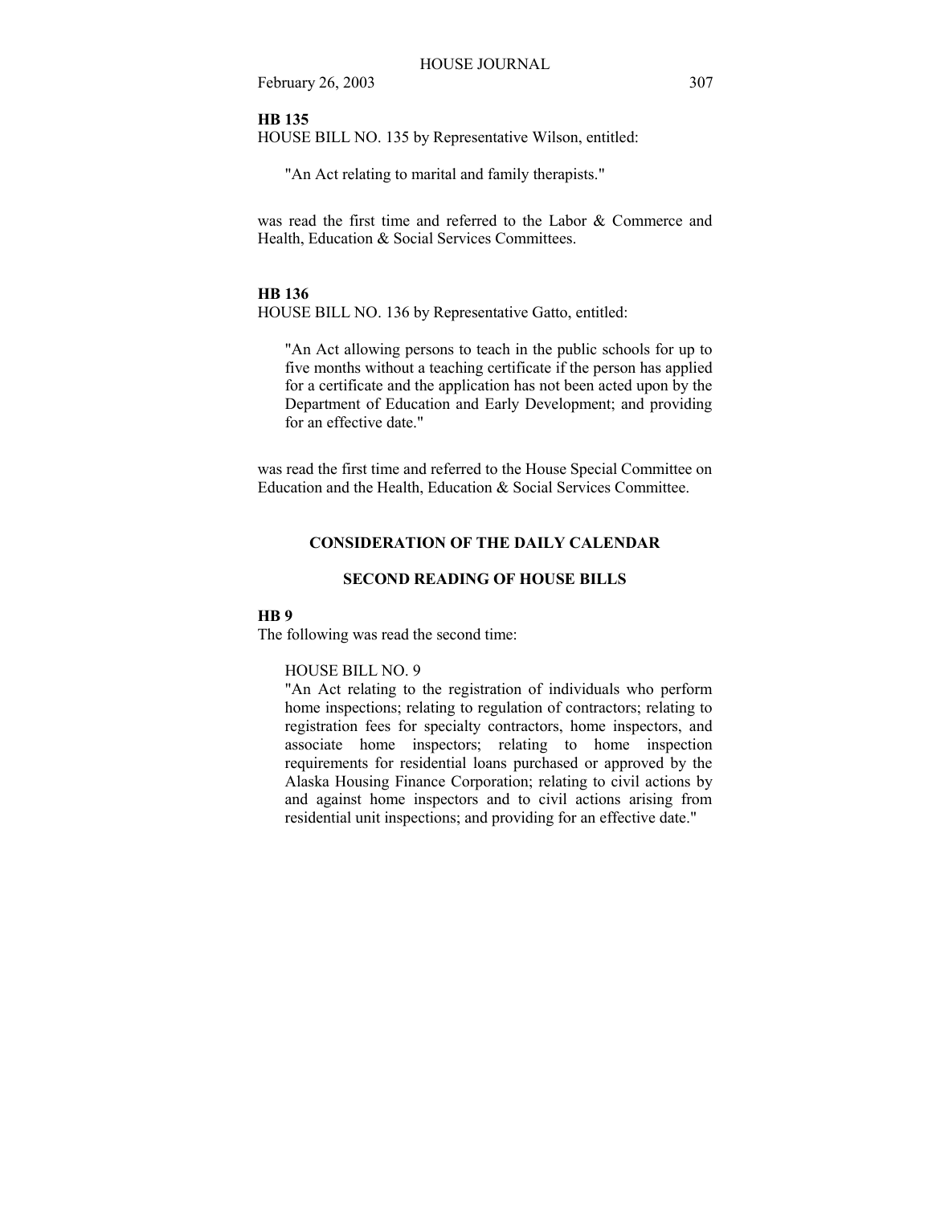**HB 135**

HOUSE BILL NO. 135 by Representative Wilson, entitled:

> "An Act relating to marital and family therapists."

was read the first time and referred to the Labor & Commerce and Health, Education & Social Services Committees.

**HB 136**

HOUSE BILL NO. 136 by Representative Gatto, entitled:

> "An Act allowing persons to teach in the public schools for up to five months without a teaching certificate if the person has applied for a certificate and the application has not been acted upon by the Department of Education and Early Development; and providing for an effective date."

was read the first time and referred to the House Special Committee on Education and the Health, Education & Social Services Committee.

## CONSIDERATION OF THE DAILY CALENDAR

### SECOND READING OF HOUSE BILLS

**HB 9**

The following was read the second time:

> HOUSE BILL NO. 9
> "An Act relating to the registration of individuals who perform home inspections; relating to regulation of contractors; relating to registration fees for specialty contractors, home inspectors, and associate home inspectors; relating to home inspection requirements for residential loans purchased or approved by the Alaska Housing Finance Corporation; relating to civil actions by and against home inspectors and to civil actions arising from residential unit inspections; and providing for an effective date."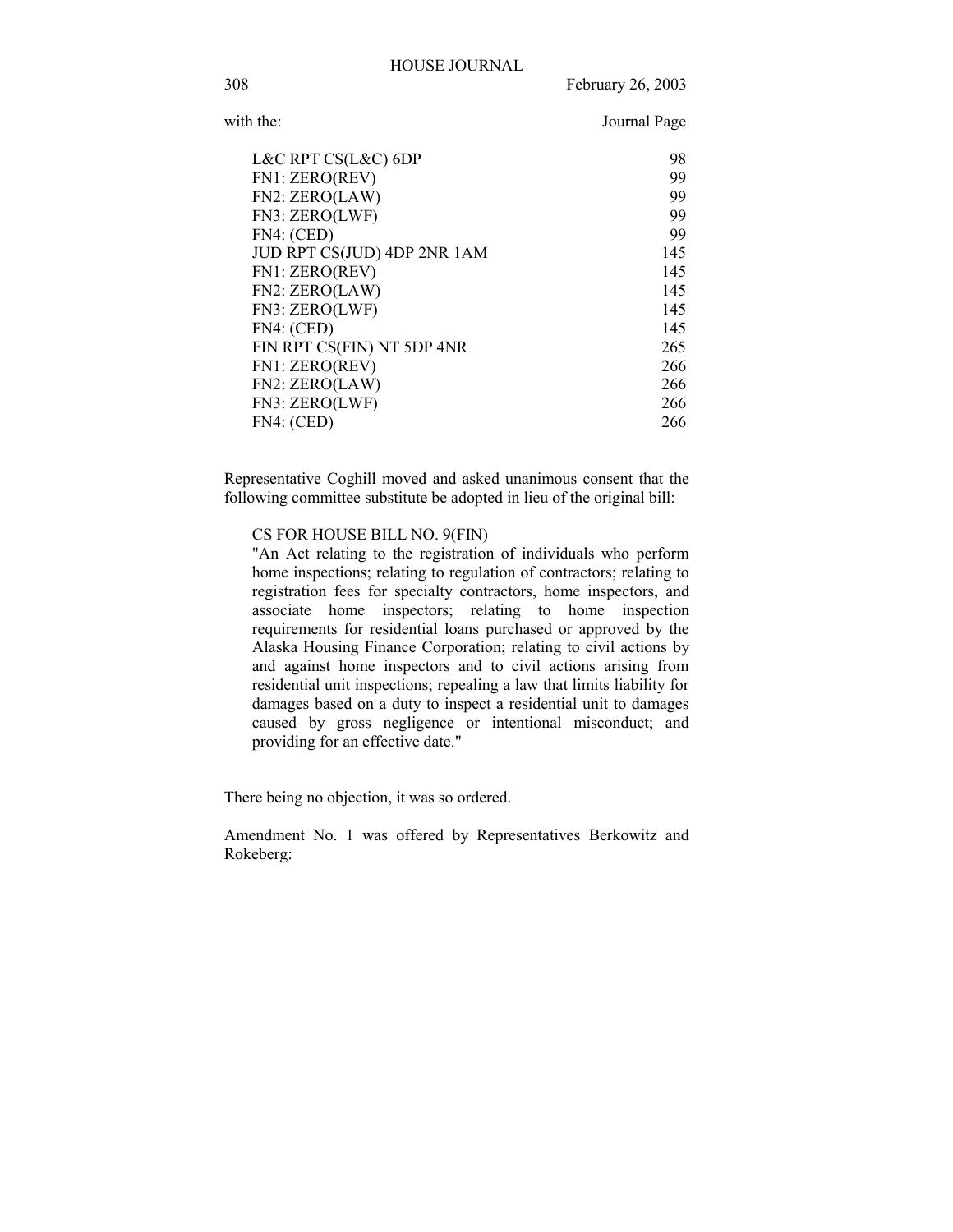with the: Journal Page

| | |
|---|---|
| L&C RPT CS(L&C) 6DP | 98 |
| FN1: ZERO(REV) | 99 |
| FN2: ZERO(LAW) | 99 |
| FN3: ZERO(LWF) | 99 |
| FN4: (CED) | 99 |
| JUD RPT CS(JUD) 4DP 2NR 1AM | 145 |
| FN1: ZERO(REV) | 145 |
| FN2: ZERO(LAW) | 145 |
| FN3: ZERO(LWF) | 145 |
| FN4: (CED) | 145 |
| FIN RPT CS(FIN) NT 5DP 4NR | 265 |
| FN1: ZERO(REV) | 266 |
| FN2: ZERO(LAW) | 266 |
| FN3: ZERO(LWF) | 266 |
| FN4: (CED) | 266 |

Representative Coghill moved and asked unanimous consent that the following committee substitute be adopted in lieu of the original bill:

CS FOR HOUSE BILL NO. 9(FIN)
"An Act relating to the registration of individuals who perform home inspections; relating to regulation of contractors; relating to registration fees for specialty contractors, home inspectors, and associate home inspectors; relating to home inspection requirements for residential loans purchased or approved by the Alaska Housing Finance Corporation; relating to civil actions by and against home inspectors and to civil actions arising from residential unit inspections; repealing a law that limits liability for damages based on a duty to inspect a residential unit to damages caused by gross negligence or intentional misconduct; and providing for an effective date."

There being no objection, it was so ordered.

Amendment No. 1 was offered by Representatives Berkowitz and Rokeberg: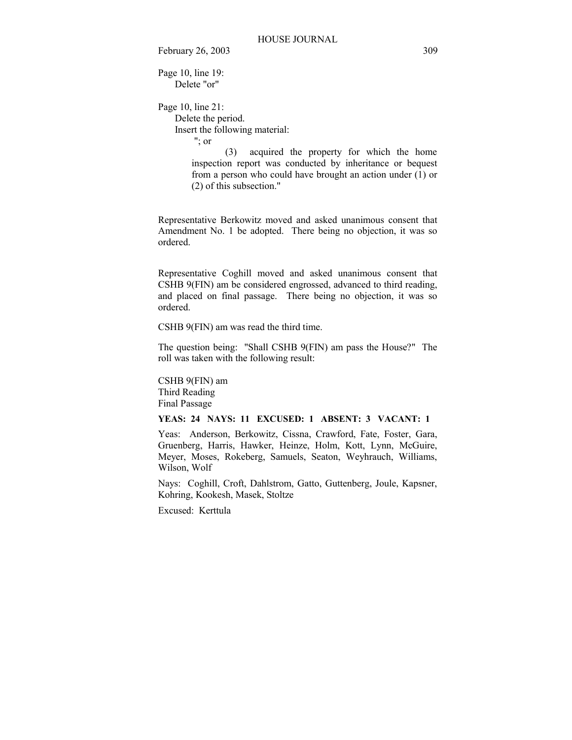Page 10, line 19:
Delete "or"

Page 10, line 21:
Delete the period.
Insert the following material:
"; or
(3) acquired the property for which the home inspection report was conducted by inheritance or bequest from a person who could have brought an action under (1) or (2) of this subsection."

Representative Berkowitz moved and asked unanimous consent that Amendment No. 1 be adopted. There being no objection, it was so ordered.

Representative Coghill moved and asked unanimous consent that CSHB 9(FIN) am be considered engrossed, advanced to third reading, and placed on final passage. There being no objection, it was so ordered.

CSHB 9(FIN) am was read the third time.

The question being: "Shall CSHB 9(FIN) am pass the House?" The roll was taken with the following result:

CSHB 9(FIN) am
Third Reading
Final Passage

**YEAS: 24 NAYS: 11 EXCUSED: 1 ABSENT: 3 VACANT: 1**

Yeas: Anderson, Berkowitz, Cissna, Crawford, Fate, Foster, Gara, Gruenberg, Harris, Hawker, Heinze, Holm, Kott, Lynn, McGuire, Meyer, Moses, Rokeberg, Samuels, Seaton, Weyhrauch, Williams, Wilson, Wolf

Nays: Coghill, Croft, Dahlstrom, Gatto, Guttenberg, Joule, Kapsner, Kohring, Kookesh, Masek, Stoltze

Excused: Kerttula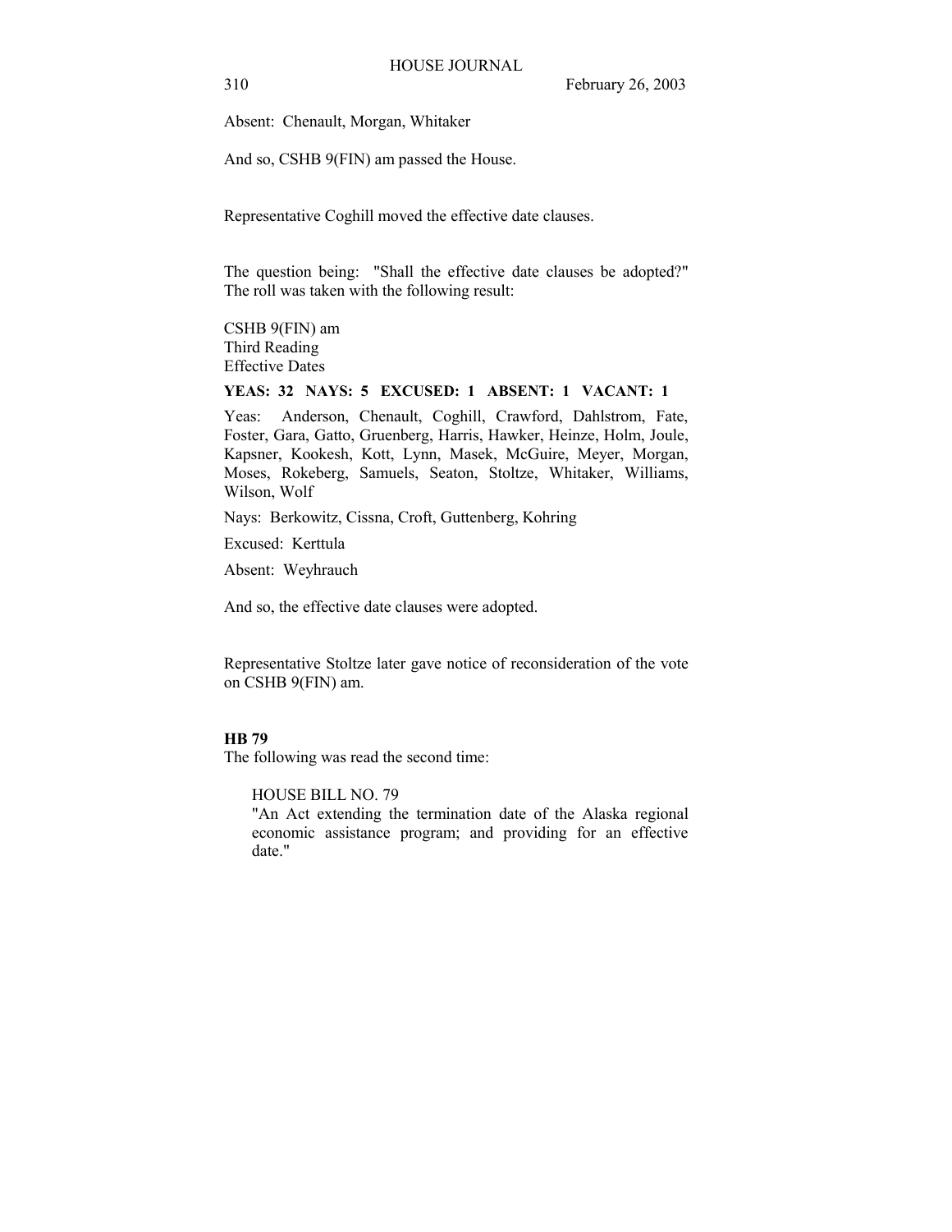Absent: Chenault, Morgan, Whitaker

And so, CSHB 9(FIN) am passed the House.

Representative Coghill moved the effective date clauses.

The question being: "Shall the effective date clauses be adopted?" The roll was taken with the following result:

CSHB 9(FIN) am
Third Reading
Effective Dates

**YEAS: 32 NAYS: 5 EXCUSED: 1 ABSENT: 1 VACANT: 1**

Yeas: Anderson, Chenault, Coghill, Crawford, Dahlstrom, Fate, Foster, Gara, Gatto, Gruenberg, Harris, Hawker, Heinze, Holm, Joule, Kapsner, Kookesh, Kott, Lynn, Masek, McGuire, Meyer, Morgan, Moses, Rokeberg, Samuels, Seaton, Stoltze, Whitaker, Williams, Wilson, Wolf

Nays: Berkowitz, Cissna, Croft, Guttenberg, Kohring

Excused: Kerttula

Absent: Weyhrauch

And so, the effective date clauses were adopted.

Representative Stoltze later gave notice of reconsideration of the vote on CSHB 9(FIN) am.

**HB 79**

The following was read the second time:

HOUSE BILL NO. 79
"An Act extending the termination date of the Alaska regional economic assistance program; and providing for an effective date."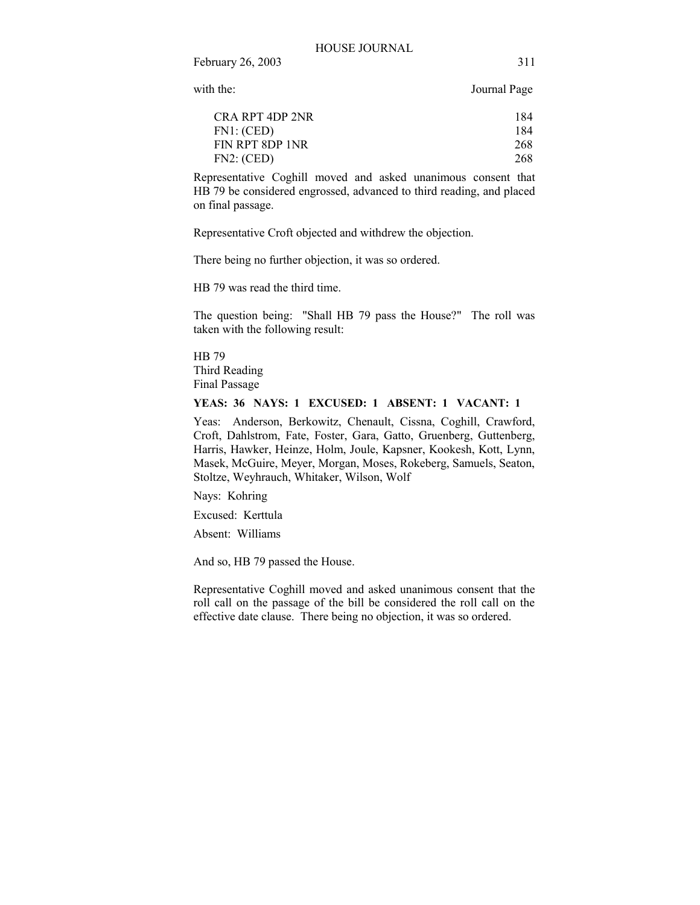with the: Journal Page

| | |
|---|---|
| CRA RPT 4DP 2NR | 184 |
| FN1: (CED) | 184 |
| FIN RPT 8DP 1NR | 268 |
| FN2: (CED) | 268 |

Representative Coghill moved and asked unanimous consent that HB 79 be considered engrossed, advanced to third reading, and placed on final passage.

Representative Croft objected and withdrew the objection.

There being no further objection, it was so ordered.

HB 79 was read the third time.

The question being: "Shall HB 79 pass the House?" The roll was taken with the following result:

HB 79
Third Reading
Final Passage

**YEAS: 36 NAYS: 1 EXCUSED: 1 ABSENT: 1 VACANT: 1**

Yeas: Anderson, Berkowitz, Chenault, Cissna, Coghill, Crawford, Croft, Dahlstrom, Fate, Foster, Gara, Gatto, Gruenberg, Guttenberg, Harris, Hawker, Heinze, Holm, Joule, Kapsner, Kookesh, Kott, Lynn, Masek, McGuire, Meyer, Morgan, Moses, Rokeberg, Samuels, Seaton, Stoltze, Weyhrauch, Whitaker, Wilson, Wolf

Nays: Kohring

Excused: Kerttula

Absent: Williams

And so, HB 79 passed the House.

Representative Coghill moved and asked unanimous consent that the roll call on the passage of the bill be considered the roll call on the effective date clause. There being no objection, it was so ordered.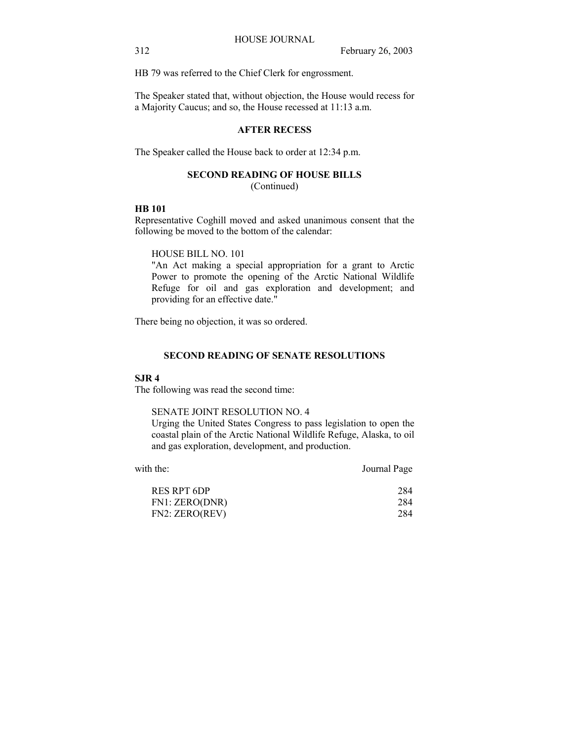HB 79 was referred to the Chief Clerk for engrossment.

The Speaker stated that, without objection, the House would recess for a Majority Caucus; and so, the House recessed at 11:13 a.m.

**AFTER RECESS**

The Speaker called the House back to order at 12:34 p.m.

**SECOND READING OF HOUSE BILLS**
(Continued)

**HB 101**
Representative Coghill moved and asked unanimous consent that the following be moved to the bottom of the calendar:

HOUSE BILL NO. 101
"An Act making a special appropriation for a grant to Arctic Power to promote the opening of the Arctic National Wildlife Refuge for oil and gas exploration and development; and providing for an effective date."

There being no objection, it was so ordered.

**SECOND READING OF SENATE RESOLUTIONS**

**SJR 4**
The following was read the second time:

SENATE JOINT RESOLUTION NO. 4
Urging the United States Congress to pass legislation to open the coastal plain of the Arctic National Wildlife Refuge, Alaska, to oil and gas exploration, development, and production.

| with the: | Journal Page |
|---|---|
| RES RPT 6DP | 284 |
| FN1: ZERO(DNR) | 284 |
| FN2: ZERO(REV) | 284 |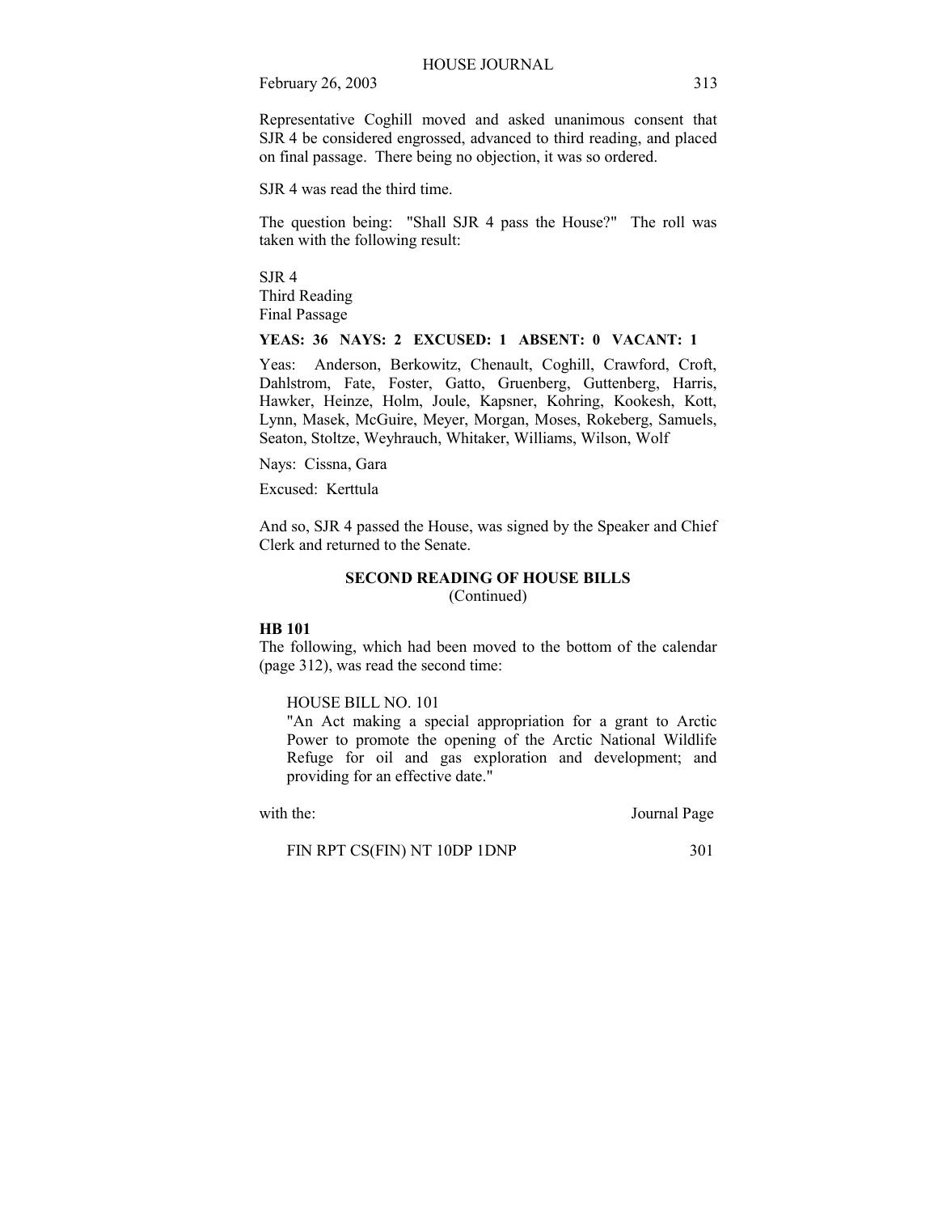Representative Coghill moved and asked unanimous consent that SJR 4 be considered engrossed, advanced to third reading, and placed on final passage. There being no objection, it was so ordered.

SJR 4 was read the third time.

The question being: "Shall SJR 4 pass the House?" The roll was taken with the following result:

SJR 4
Third Reading
Final Passage

**YEAS: 36 NAYS: 2 EXCUSED: 1 ABSENT: 0 VACANT: 1**

Yeas: Anderson, Berkowitz, Chenault, Coghill, Crawford, Croft, Dahlstrom, Fate, Foster, Gatto, Gruenberg, Guttenberg, Harris, Hawker, Heinze, Holm, Joule, Kapsner, Kohring, Kookesh, Kott, Lynn, Masek, McGuire, Meyer, Morgan, Moses, Rokeberg, Samuels, Seaton, Stoltze, Weyhrauch, Whitaker, Williams, Wilson, Wolf

Nays: Cissna, Gara

Excused: Kerttula

And so, SJR 4 passed the House, was signed by the Speaker and Chief Clerk and returned to the Senate.

## SECOND READING OF HOUSE BILLS
(Continued)

**HB 101**
The following, which had been moved to the bottom of the calendar (page 312), was read the second time:

HOUSE BILL NO. 101
"An Act making a special appropriation for a grant to Arctic Power to promote the opening of the Arctic National Wildlife Refuge for oil and gas exploration and development; and providing for an effective date."

| with the: | Journal Page |
|---|---|
| FIN RPT CS(FIN) NT 10DP 1DNP | 301 |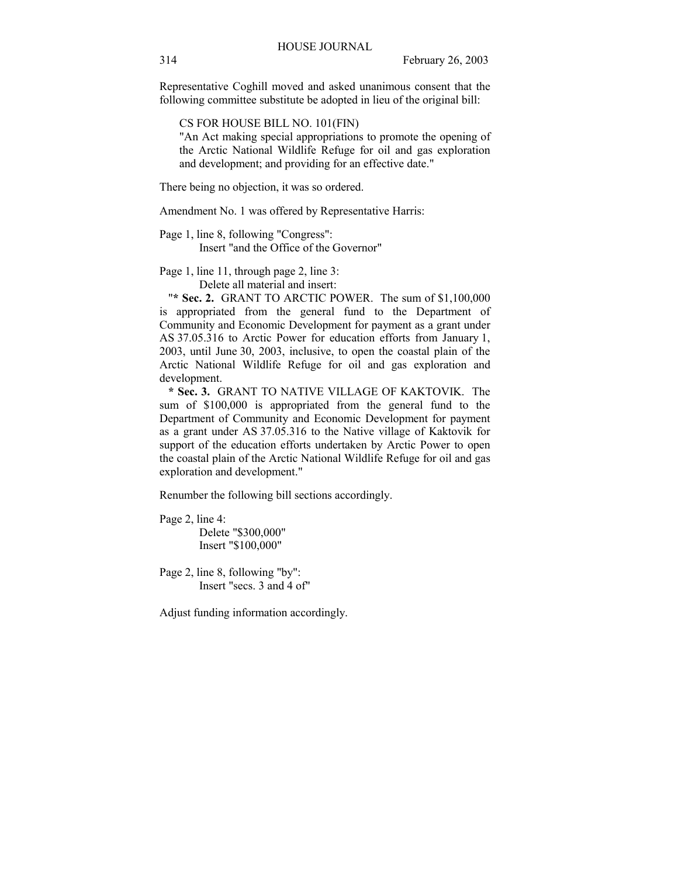Representative Coghill moved and asked unanimous consent that the following committee substitute be adopted in lieu of the original bill:

CS FOR HOUSE BILL NO. 101(FIN)
"An Act making special appropriations to promote the opening of the Arctic National Wildlife Refuge for oil and gas exploration and development; and providing for an effective date."

There being no objection, it was so ordered.

Amendment No. 1 was offered by Representative Harris:

Page 1, line 8, following "Congress":
Insert "and the Office of the Governor"

Page 1, line 11, through page 2, line 3:
Delete all material and insert:
"**\* Sec. 2.** GRANT TO ARCTIC POWER. The sum of $1,100,000 is appropriated from the general fund to the Department of Community and Economic Development for payment as a grant under AS 37.05.316 to Arctic Power for education efforts from January 1, 2003, until June 30, 2003, inclusive, to open the coastal plain of the Arctic National Wildlife Refuge for oil and gas exploration and development.
**\* Sec. 3.** GRANT TO NATIVE VILLAGE OF KAKTOVIK. The sum of $100,000 is appropriated from the general fund to the Department of Community and Economic Development for payment as a grant under AS 37.05.316 to the Native village of Kaktovik for support of the education efforts undertaken by Arctic Power to open the coastal plain of the Arctic National Wildlife Refuge for oil and gas exploration and development."

Renumber the following bill sections accordingly.

Page 2, line 4:
Delete "$300,000"
Insert "$100,000"

Page 2, line 8, following "by":
Insert "secs. 3 and 4 of"

Adjust funding information accordingly.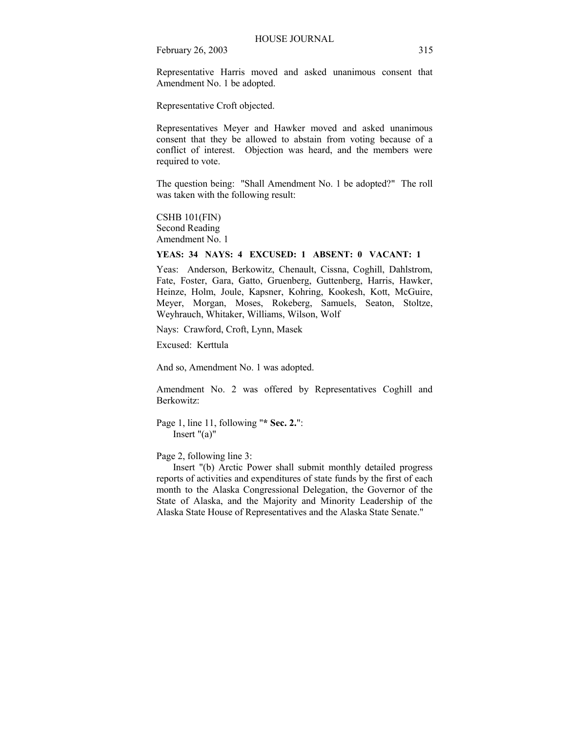Representative Harris moved and asked unanimous consent that Amendment No. 1 be adopted.

Representative Croft objected.

Representatives Meyer and Hawker moved and asked unanimous consent that they be allowed to abstain from voting because of a conflict of interest. Objection was heard, and the members were required to vote.

The question being: "Shall Amendment No. 1 be adopted?" The roll was taken with the following result:

CSHB 101(FIN)
Second Reading
Amendment No. 1

**YEAS: 34 NAYS: 4 EXCUSED: 1 ABSENT: 0 VACANT: 1**

Yeas: Anderson, Berkowitz, Chenault, Cissna, Coghill, Dahlstrom, Fate, Foster, Gara, Gatto, Gruenberg, Guttenberg, Harris, Hawker, Heinze, Holm, Joule, Kapsner, Kohring, Kookesh, Kott, McGuire, Meyer, Morgan, Moses, Rokeberg, Samuels, Seaton, Stoltze, Weyhrauch, Whitaker, Williams, Wilson, Wolf

Nays: Crawford, Croft, Lynn, Masek

Excused: Kerttula

And so, Amendment No. 1 was adopted.

Amendment No. 2 was offered by Representatives Coghill and Berkowitz:

Page 1, line 11, following "**\* Sec. 2.**":
Insert "(a)"

Page 2, following line 3:
Insert "(b) Arctic Power shall submit monthly detailed progress reports of activities and expenditures of state funds by the first of each month to the Alaska Congressional Delegation, the Governor of the State of Alaska, and the Majority and Minority Leadership of the Alaska State House of Representatives and the Alaska State Senate."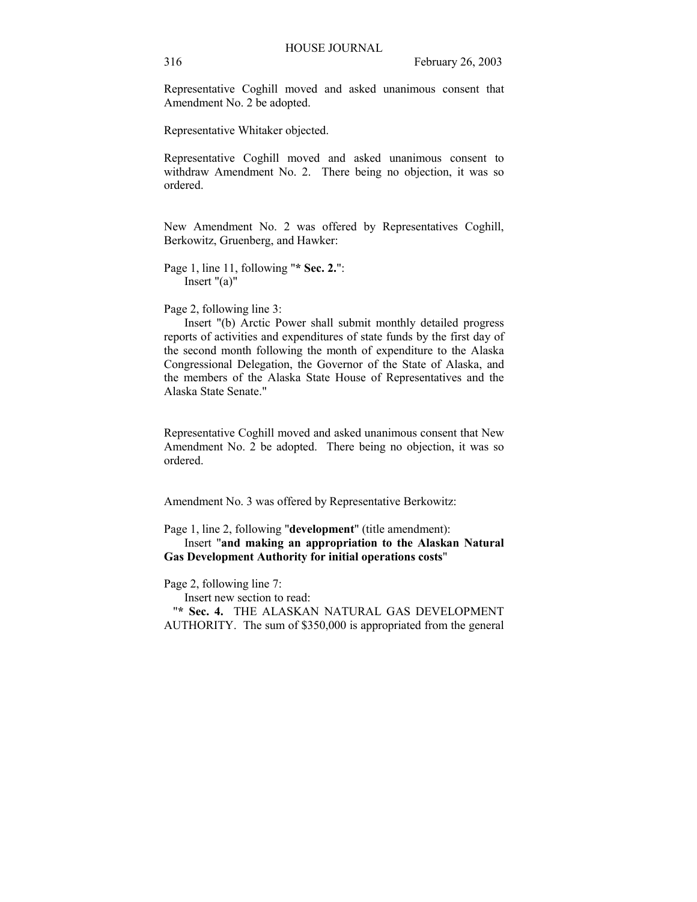Representative Coghill moved and asked unanimous consent that Amendment No. 2 be adopted.

Representative Whitaker objected.

Representative Coghill moved and asked unanimous consent to withdraw Amendment No. 2. There being no objection, it was so ordered.

New Amendment No. 2 was offered by Representatives Coghill, Berkowitz, Gruenberg, and Hawker:

Page 1, line 11, following "**\* Sec. 2.**":
Insert "(a)"

Page 2, following line 3:
Insert "(b) Arctic Power shall submit monthly detailed progress reports of activities and expenditures of state funds by the first day of the second month following the month of expenditure to the Alaska Congressional Delegation, the Governor of the State of Alaska, and the members of the Alaska State House of Representatives and the Alaska State Senate."

Representative Coghill moved and asked unanimous consent that New Amendment No. 2 be adopted. There being no objection, it was so ordered.

Amendment No. 3 was offered by Representative Berkowitz:

Page 1, line 2, following "**development**" (title amendment):
Insert "**and making an appropriation to the Alaskan Natural Gas Development Authority for initial operations costs**"

Page 2, following line 7:
Insert new section to read:
"**\* Sec. 4.** THE ALASKAN NATURAL GAS DEVELOPMENT AUTHORITY. The sum of $350,000 is appropriated from the general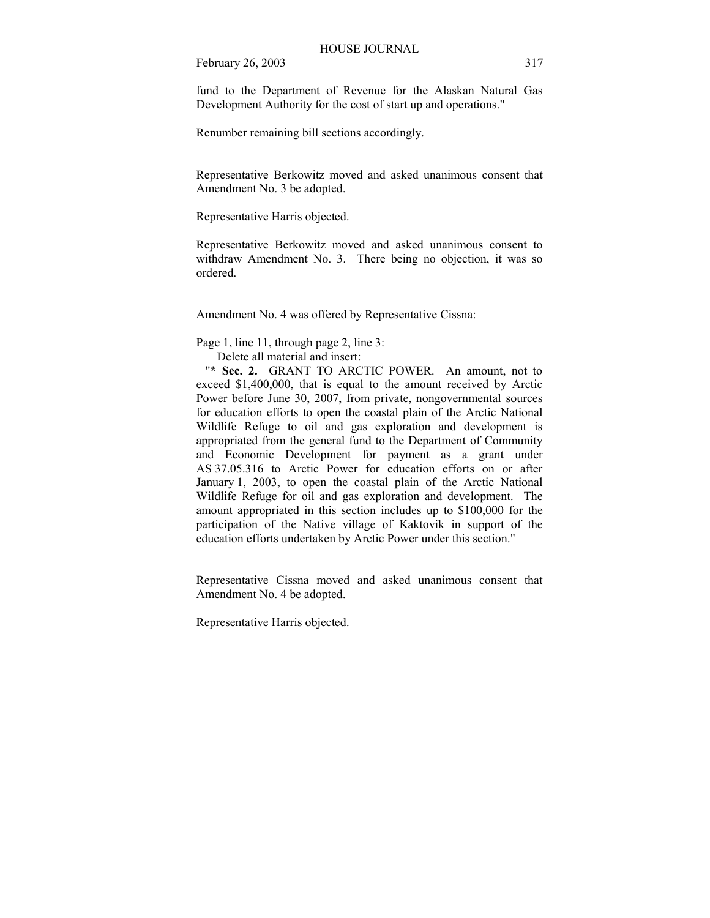fund to the Department of Revenue for the Alaskan Natural Gas Development Authority for the cost of start up and operations."

Renumber remaining bill sections accordingly.

Representative Berkowitz moved and asked unanimous consent that Amendment No. 3 be adopted.

Representative Harris objected.

Representative Berkowitz moved and asked unanimous consent to withdraw Amendment No. 3. There being no objection, it was so ordered.

Amendment No. 4 was offered by Representative Cissna:

Page 1, line 11, through page 2, line 3:
Delete all material and insert:
"**\* Sec. 2.** GRANT TO ARCTIC POWER. An amount, not to exceed $1,400,000, that is equal to the amount received by Arctic Power before June 30, 2007, from private, nongovernmental sources for education efforts to open the coastal plain of the Arctic National Wildlife Refuge to oil and gas exploration and development is appropriated from the general fund to the Department of Community and Economic Development for payment as a grant under AS 37.05.316 to Arctic Power for education efforts on or after January 1, 2003, to open the coastal plain of the Arctic National Wildlife Refuge for oil and gas exploration and development. The amount appropriated in this section includes up to $100,000 for the participation of the Native village of Kaktovik in support of the education efforts undertaken by Arctic Power under this section."

Representative Cissna moved and asked unanimous consent that Amendment No. 4 be adopted.

Representative Harris objected.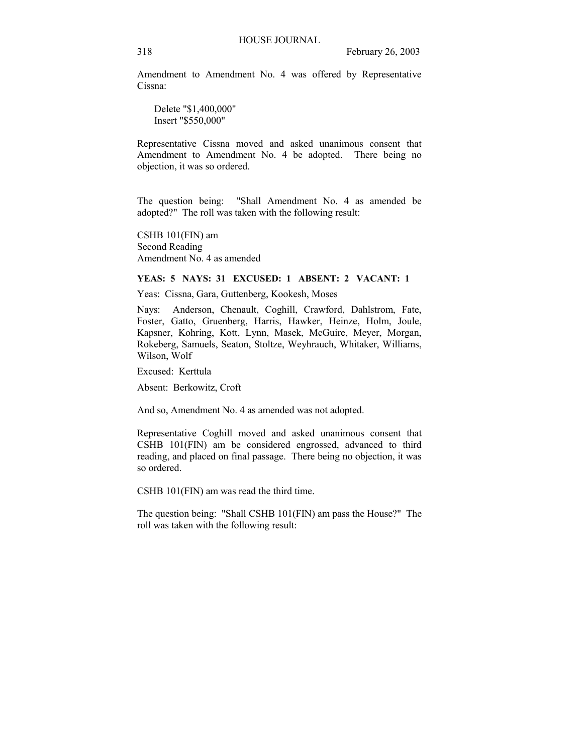Amendment to Amendment No. 4 was offered by Representative Cissna:

Delete "$1,400,000"
Insert "$550,000"

Representative Cissna moved and asked unanimous consent that Amendment to Amendment No. 4 be adopted. There being no objection, it was so ordered.

The question being: "Shall Amendment No. 4 as amended be adopted?" The roll was taken with the following result:

CSHB 101(FIN) am
Second Reading
Amendment No. 4 as amended

**YEAS: 5 NAYS: 31 EXCUSED: 1 ABSENT: 2 VACANT: 1**

Yeas: Cissna, Gara, Guttenberg, Kookesh, Moses

Nays: Anderson, Chenault, Coghill, Crawford, Dahlstrom, Fate, Foster, Gatto, Gruenberg, Harris, Hawker, Heinze, Holm, Joule, Kapsner, Kohring, Kott, Lynn, Masek, McGuire, Meyer, Morgan, Rokeberg, Samuels, Seaton, Stoltze, Weyhrauch, Whitaker, Williams, Wilson, Wolf

Excused: Kerttula

Absent: Berkowitz, Croft

And so, Amendment No. 4 as amended was not adopted.

Representative Coghill moved and asked unanimous consent that CSHB 101(FIN) am be considered engrossed, advanced to third reading, and placed on final passage. There being no objection, it was so ordered.

CSHB 101(FIN) am was read the third time.

The question being: "Shall CSHB 101(FIN) am pass the House?" The roll was taken with the following result: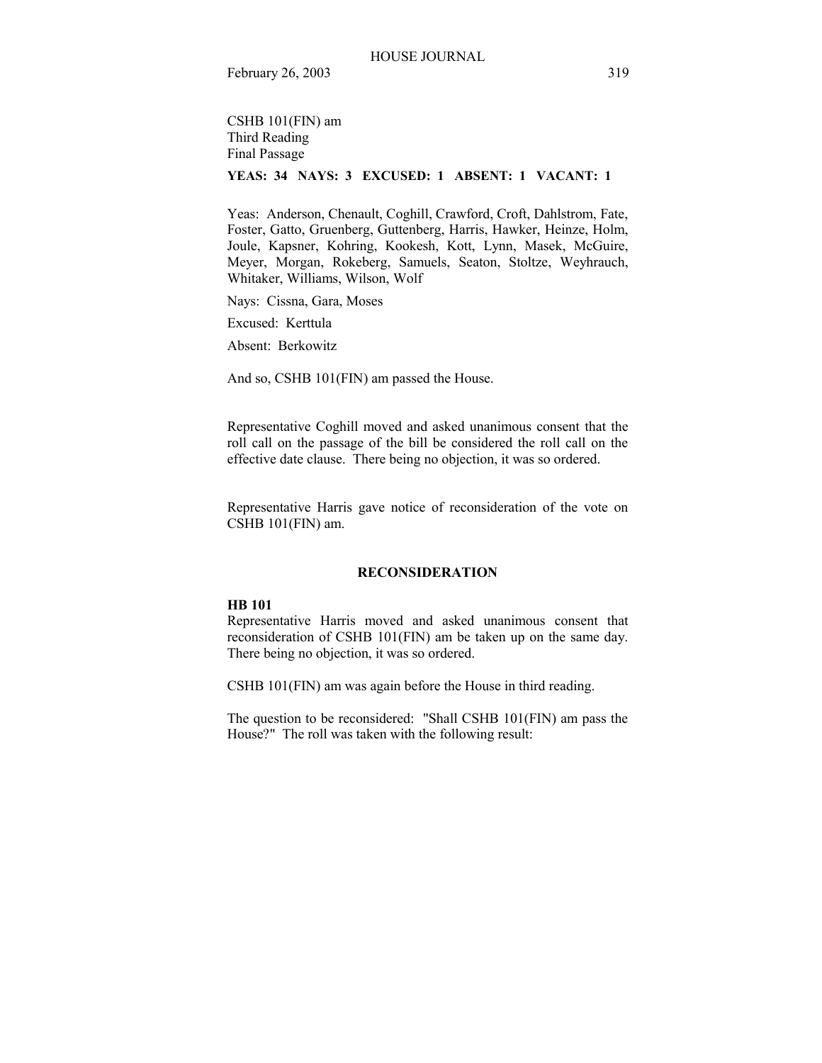CSHB 101(FIN) am
Third Reading
Final Passage

**YEAS: 34 NAYS: 3 EXCUSED: 1 ABSENT: 1 VACANT: 1**

Yeas: Anderson, Chenault, Coghill, Crawford, Croft, Dahlstrom, Fate, Foster, Gatto, Gruenberg, Guttenberg, Harris, Hawker, Heinze, Holm, Joule, Kapsner, Kohring, Kookesh, Kott, Lynn, Masek, McGuire, Meyer, Morgan, Rokeberg, Samuels, Seaton, Stoltze, Weyhrauch, Whitaker, Williams, Wilson, Wolf

Nays: Cissna, Gara, Moses

Excused: Kerttula

Absent: Berkowitz

And so, CSHB 101(FIN) am passed the House.

Representative Coghill moved and asked unanimous consent that the roll call on the passage of the bill be considered the roll call on the effective date clause. There being no objection, it was so ordered.

Representative Harris gave notice of reconsideration of the vote on CSHB 101(FIN) am.

## RECONSIDERATION

**HB 101**

Representative Harris moved and asked unanimous consent that reconsideration of CSHB 101(FIN) am be taken up on the same day. There being no objection, it was so ordered.

CSHB 101(FIN) am was again before the House in third reading.

The question to be reconsidered: "Shall CSHB 101(FIN) am pass the House?" The roll was taken with the following result: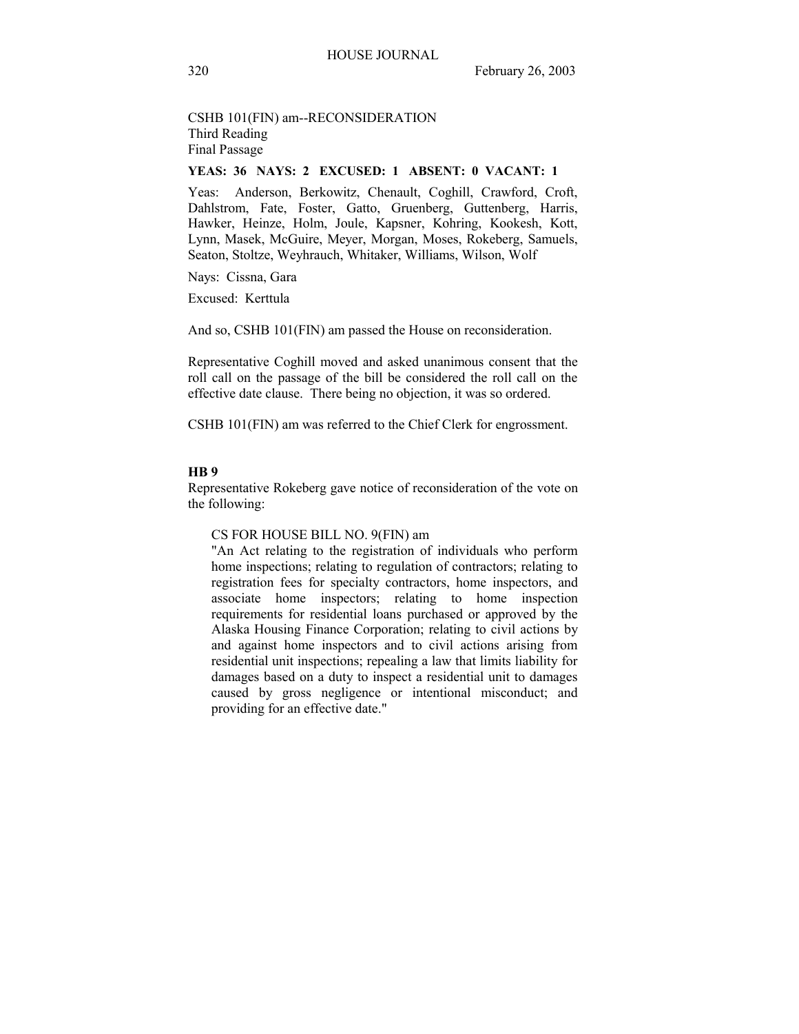CSHB 101(FIN) am--RECONSIDERATION
Third Reading
Final Passage

**YEAS: 36 NAYS: 2 EXCUSED: 1 ABSENT: 0 VACANT: 1**

Yeas: Anderson, Berkowitz, Chenault, Coghill, Crawford, Croft, Dahlstrom, Fate, Foster, Gatto, Gruenberg, Guttenberg, Harris, Hawker, Heinze, Holm, Joule, Kapsner, Kohring, Kookesh, Kott, Lynn, Masek, McGuire, Meyer, Morgan, Moses, Rokeberg, Samuels, Seaton, Stoltze, Weyhrauch, Whitaker, Williams, Wilson, Wolf

Nays: Cissna, Gara

Excused: Kerttula

And so, CSHB 101(FIN) am passed the House on reconsideration.

Representative Coghill moved and asked unanimous consent that the roll call on the passage of the bill be considered the roll call on the effective date clause. There being no objection, it was so ordered.

CSHB 101(FIN) am was referred to the Chief Clerk for engrossment.

**HB 9**

Representative Rokeberg gave notice of reconsideration of the vote on the following:

CS FOR HOUSE BILL NO. 9(FIN) am
"An Act relating to the registration of individuals who perform home inspections; relating to regulation of contractors; relating to registration fees for specialty contractors, home inspectors, and associate home inspectors; relating to home inspection requirements for residential loans purchased or approved by the Alaska Housing Finance Corporation; relating to civil actions by and against home inspectors and to civil actions arising from residential unit inspections; repealing a law that limits liability for damages based on a duty to inspect a residential unit to damages caused by gross negligence or intentional misconduct; and providing for an effective date."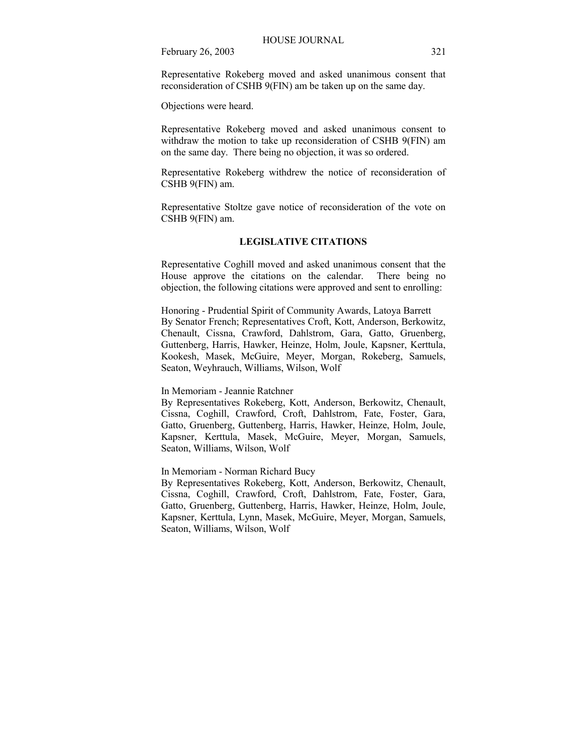Representative Rokeberg moved and asked unanimous consent that reconsideration of CSHB 9(FIN) am be taken up on the same day.

Objections were heard.

Representative Rokeberg moved and asked unanimous consent to withdraw the motion to take up reconsideration of CSHB 9(FIN) am on the same day. There being no objection, it was so ordered.

Representative Rokeberg withdrew the notice of reconsideration of CSHB 9(FIN) am.

Representative Stoltze gave notice of reconsideration of the vote on CSHB 9(FIN) am.

## LEGISLATIVE CITATIONS

Representative Coghill moved and asked unanimous consent that the House approve the citations on the calendar. There being no objection, the following citations were approved and sent to enrolling:

Honoring - Prudential Spirit of Community Awards, Latoya Barrett
By Senator French; Representatives Croft, Kott, Anderson, Berkowitz, Chenault, Cissna, Crawford, Dahlstrom, Gara, Gatto, Gruenberg, Guttenberg, Harris, Hawker, Heinze, Holm, Joule, Kapsner, Kerttula, Kookesh, Masek, McGuire, Meyer, Morgan, Rokeberg, Samuels, Seaton, Weyhrauch, Williams, Wilson, Wolf

In Memoriam - Jeannie Ratchner
By Representatives Rokeberg, Kott, Anderson, Berkowitz, Chenault, Cissna, Coghill, Crawford, Croft, Dahlstrom, Fate, Foster, Gara, Gatto, Gruenberg, Guttenberg, Harris, Hawker, Heinze, Holm, Joule, Kapsner, Kerttula, Masek, McGuire, Meyer, Morgan, Samuels, Seaton, Williams, Wilson, Wolf

In Memoriam - Norman Richard Bucy
By Representatives Rokeberg, Kott, Anderson, Berkowitz, Chenault, Cissna, Coghill, Crawford, Croft, Dahlstrom, Fate, Foster, Gara, Gatto, Gruenberg, Guttenberg, Harris, Hawker, Heinze, Holm, Joule, Kapsner, Kerttula, Lynn, Masek, McGuire, Meyer, Morgan, Samuels, Seaton, Williams, Wilson, Wolf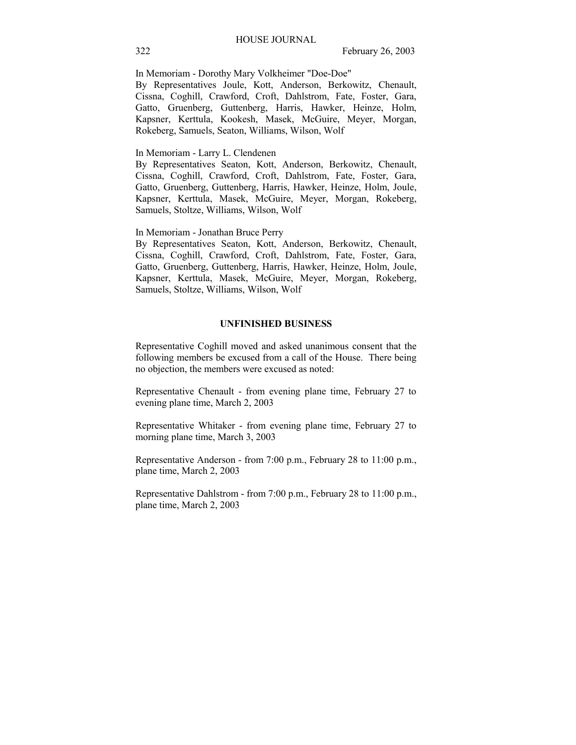In Memoriam - Dorothy Mary Volkheimer "Doe-Doe"
By Representatives Joule, Kott, Anderson, Berkowitz, Chenault, Cissna, Coghill, Crawford, Croft, Dahlstrom, Fate, Foster, Gara, Gatto, Gruenberg, Guttenberg, Harris, Hawker, Heinze, Holm, Kapsner, Kerttula, Kookesh, Masek, McGuire, Meyer, Morgan, Rokeberg, Samuels, Seaton, Williams, Wilson, Wolf

In Memoriam - Larry L. Clendenen
By Representatives Seaton, Kott, Anderson, Berkowitz, Chenault, Cissna, Coghill, Crawford, Croft, Dahlstrom, Fate, Foster, Gara, Gatto, Gruenberg, Guttenberg, Harris, Hawker, Heinze, Holm, Joule, Kapsner, Kerttula, Masek, McGuire, Meyer, Morgan, Rokeberg, Samuels, Stoltze, Williams, Wilson, Wolf

In Memoriam - Jonathan Bruce Perry
By Representatives Seaton, Kott, Anderson, Berkowitz, Chenault, Cissna, Coghill, Crawford, Croft, Dahlstrom, Fate, Foster, Gara, Gatto, Gruenberg, Guttenberg, Harris, Hawker, Heinze, Holm, Joule, Kapsner, Kerttula, Masek, McGuire, Meyer, Morgan, Rokeberg, Samuels, Stoltze, Williams, Wilson, Wolf

## UNFINISHED BUSINESS

Representative Coghill moved and asked unanimous consent that the following members be excused from a call of the House. There being no objection, the members were excused as noted:

Representative Chenault - from evening plane time, February 27 to evening plane time, March 2, 2003

Representative Whitaker - from evening plane time, February 27 to morning plane time, March 3, 2003

Representative Anderson - from 7:00 p.m., February 28 to 11:00 p.m., plane time, March 2, 2003

Representative Dahlstrom - from 7:00 p.m., February 28 to 11:00 p.m., plane time, March 2, 2003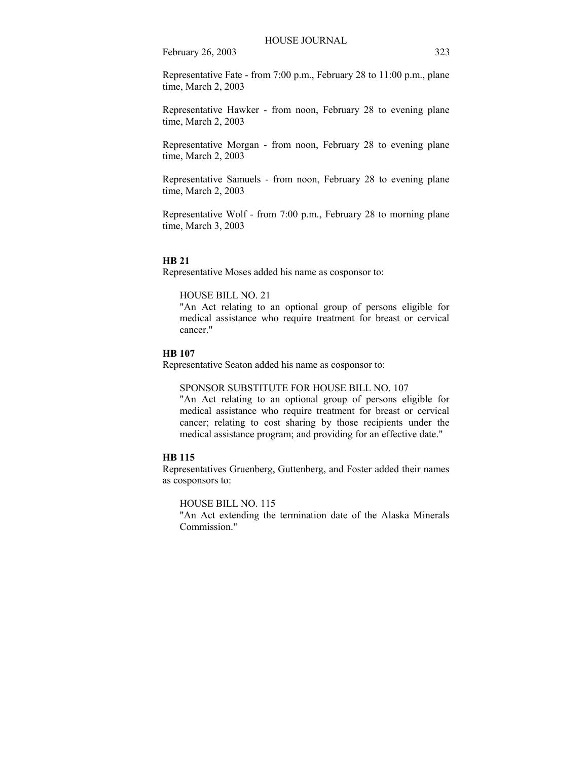Representative Fate - from 7:00 p.m., February 28 to 11:00 p.m., plane time, March 2, 2003

Representative Hawker - from noon, February 28 to evening plane time, March 2, 2003

Representative Morgan - from noon, February 28 to evening plane time, March 2, 2003

Representative Samuels - from noon, February 28 to evening plane time, March 2, 2003

Representative Wolf - from 7:00 p.m., February 28 to morning plane time, March 3, 2003

**HB 21**

Representative Moses added his name as cosponsor to:

> HOUSE BILL NO. 21
> "An Act relating to an optional group of persons eligible for medical assistance who require treatment for breast or cervical cancer."

**HB 107**

Representative Seaton added his name as cosponsor to:

> SPONSOR SUBSTITUTE FOR HOUSE BILL NO. 107
> "An Act relating to an optional group of persons eligible for medical assistance who require treatment for breast or cervical cancer; relating to cost sharing by those recipients under the medical assistance program; and providing for an effective date."

**HB 115**

Representatives Gruenberg, Guttenberg, and Foster added their names as cosponsors to:

> HOUSE BILL NO. 115
> "An Act extending the termination date of the Alaska Minerals Commission."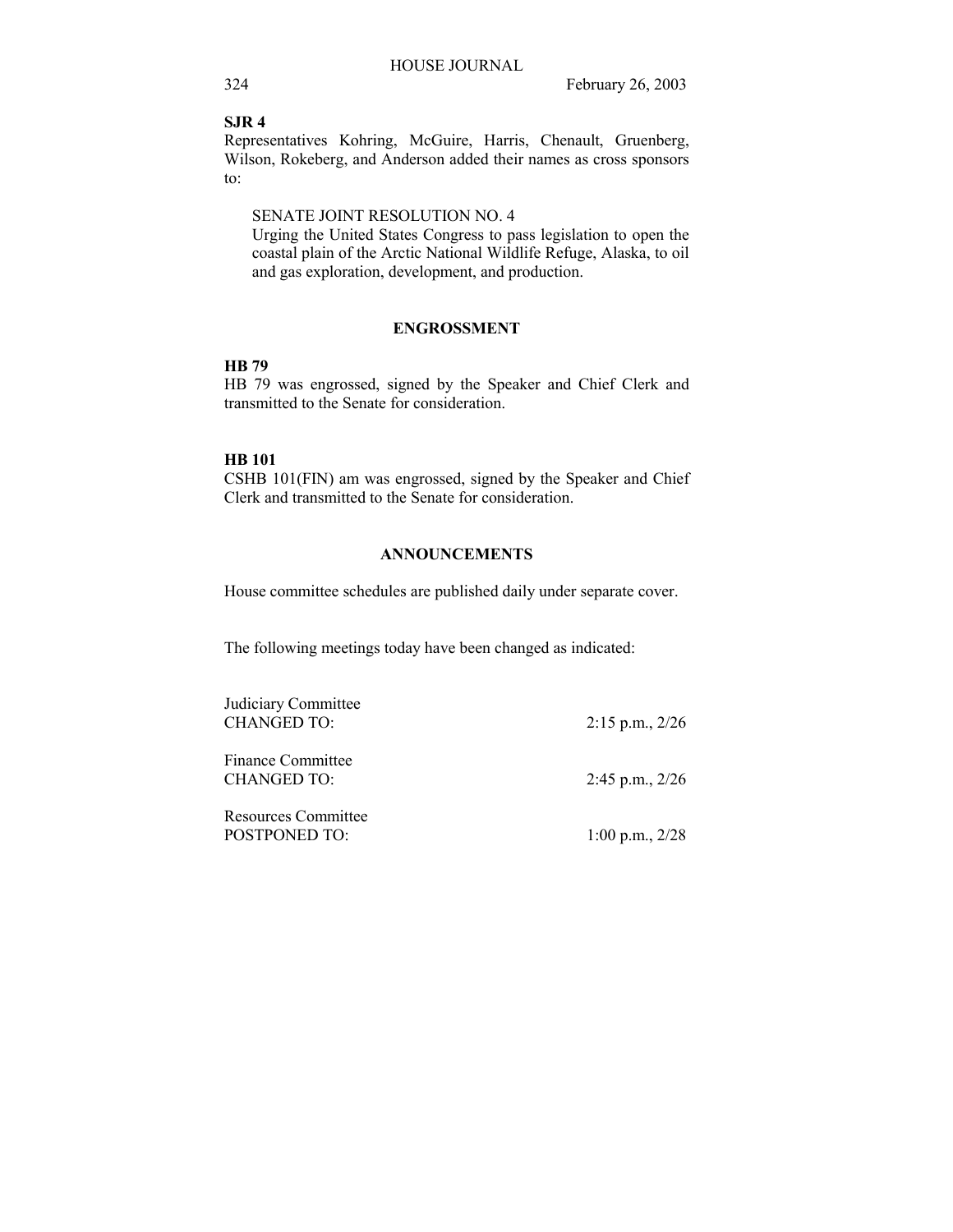**SJR 4**

Representatives Kohring, McGuire, Harris, Chenault, Gruenberg, Wilson, Rokeberg, and Anderson added their names as cross sponsors to:

SENATE JOINT RESOLUTION NO. 4
Urging the United States Congress to pass legislation to open the coastal plain of the Arctic National Wildlife Refuge, Alaska, to oil and gas exploration, development, and production.

## ENGROSSMENT

**HB 79**

HB 79 was engrossed, signed by the Speaker and Chief Clerk and transmitted to the Senate for consideration.

**HB 101**

CSHB 101(FIN) am was engrossed, signed by the Speaker and Chief Clerk and transmitted to the Senate for consideration.

## ANNOUNCEMENTS

House committee schedules are published daily under separate cover.

The following meetings today have been changed as indicated:

| | |
|---|---|
| Judiciary Committee<br>CHANGED TO: | 2:15 p.m., 2/26 |
| Finance Committee<br>CHANGED TO: | 2:45 p.m., 2/26 |
| Resources Committee<br>POSTPONED TO: | 1:00 p.m., 2/28 |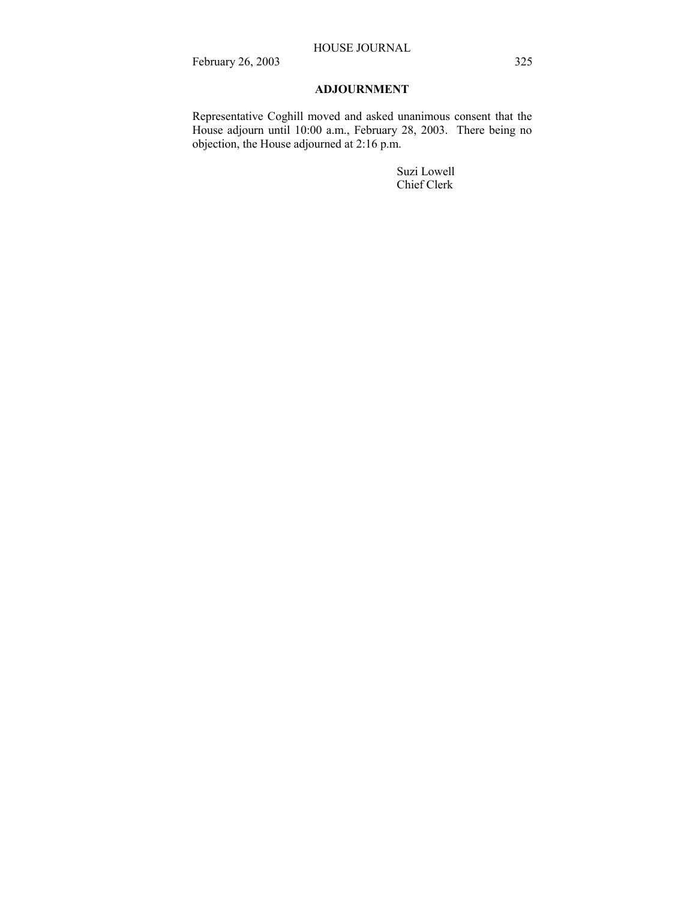## ADJOURNMENT

Representative Coghill moved and asked unanimous consent that the House adjourn until 10:00 a.m., February 28, 2003. There being no objection, the House adjourned at 2:16 p.m.

Suzi Lowell
Chief Clerk